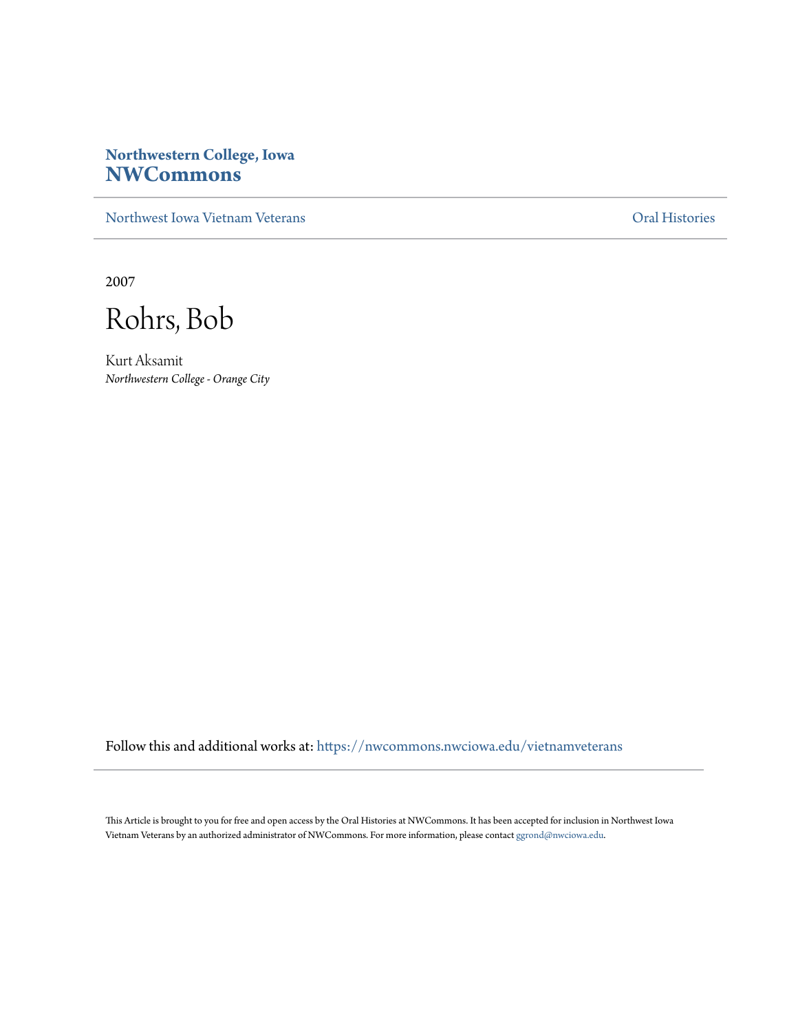**Northwestern College, Iowa**
# NWCommons

Northwest Iowa Vietnam Veterans | Oral Histories

2007

# Rohrs, Bob

Kurt Aksamit
*Northwestern College - Orange City*

Follow this and additional works at: https://nwcommons.nwciowa.edu/vietnamveterans

This Article is brought to you for free and open access by the Oral Histories at NWCommons. It has been accepted for inclusion in Northwest Iowa Vietnam Veterans by an authorized administrator of NWCommons. For more information, please contact ggrond@nwciowa.edu.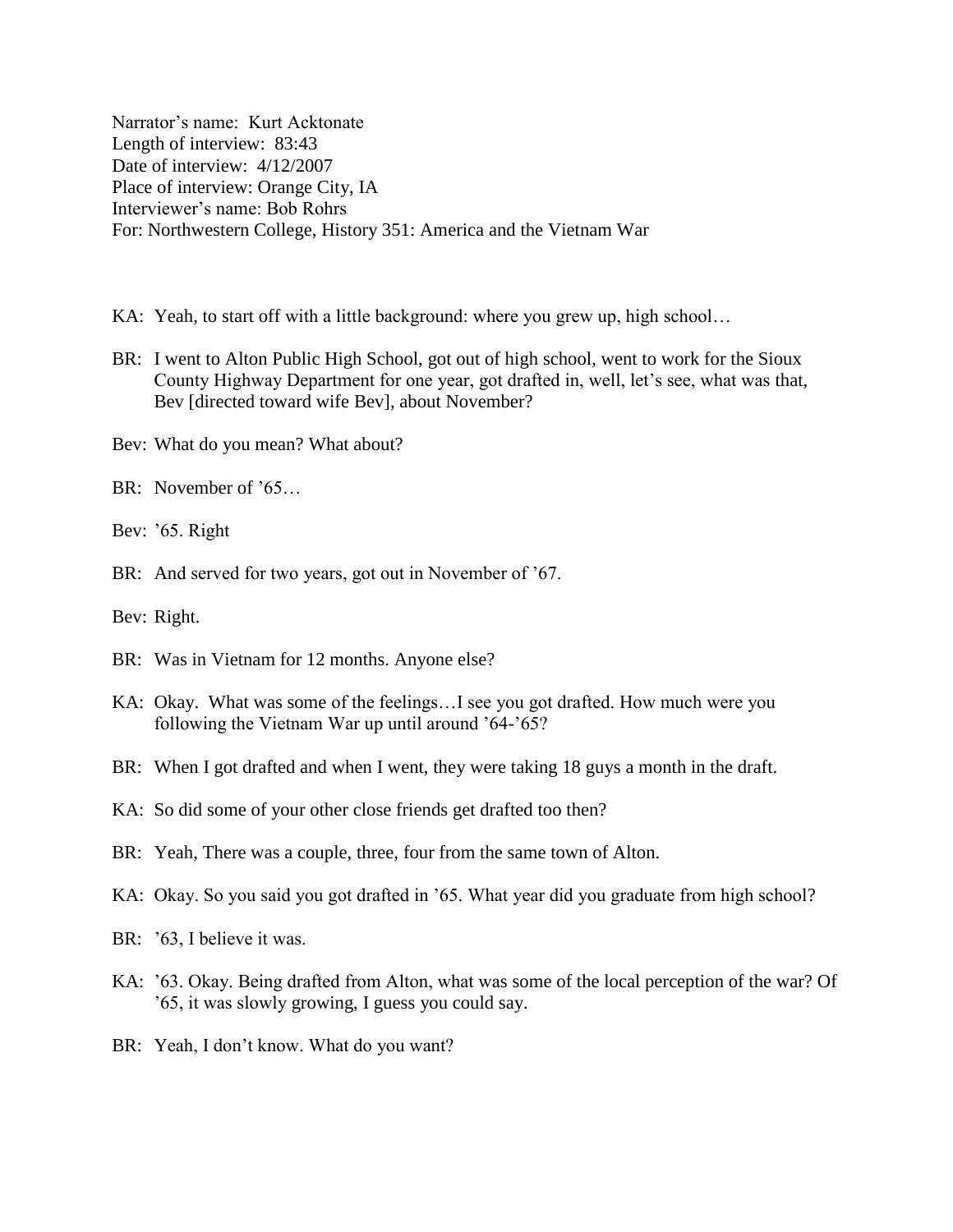Narrator's name: Kurt Acktonate
Length of interview: 83:43
Date of interview: 4/12/2007
Place of interview: Orange City, IA
Interviewer's name: Bob Rohrs
For: Northwestern College, History 351: America and the Vietnam War

KA: Yeah, to start off with a little background: where you grew up, high school…

BR: I went to Alton Public High School, got out of high school, went to work for the Sioux County Highway Department for one year, got drafted in, well, let's see, what was that, Bev [directed toward wife Bev], about November?

Bev: What do you mean? What about?

BR: November of '65…

Bev: '65. Right

BR: And served for two years, got out in November of '67.

Bev: Right.

BR: Was in Vietnam for 12 months. Anyone else?

KA: Okay. What was some of the feelings…I see you got drafted. How much were you following the Vietnam War up until around '64-'65?

BR: When I got drafted and when I went, they were taking 18 guys a month in the draft.

KA: So did some of your other close friends get drafted too then?

BR: Yeah, There was a couple, three, four from the same town of Alton.

KA: Okay. So you said you got drafted in '65. What year did you graduate from high school?

BR: '63, I believe it was.

KA: '63. Okay. Being drafted from Alton, what was some of the local perception of the war? Of '65, it was slowly growing, I guess you could say.

BR: Yeah, I don't know. What do you want?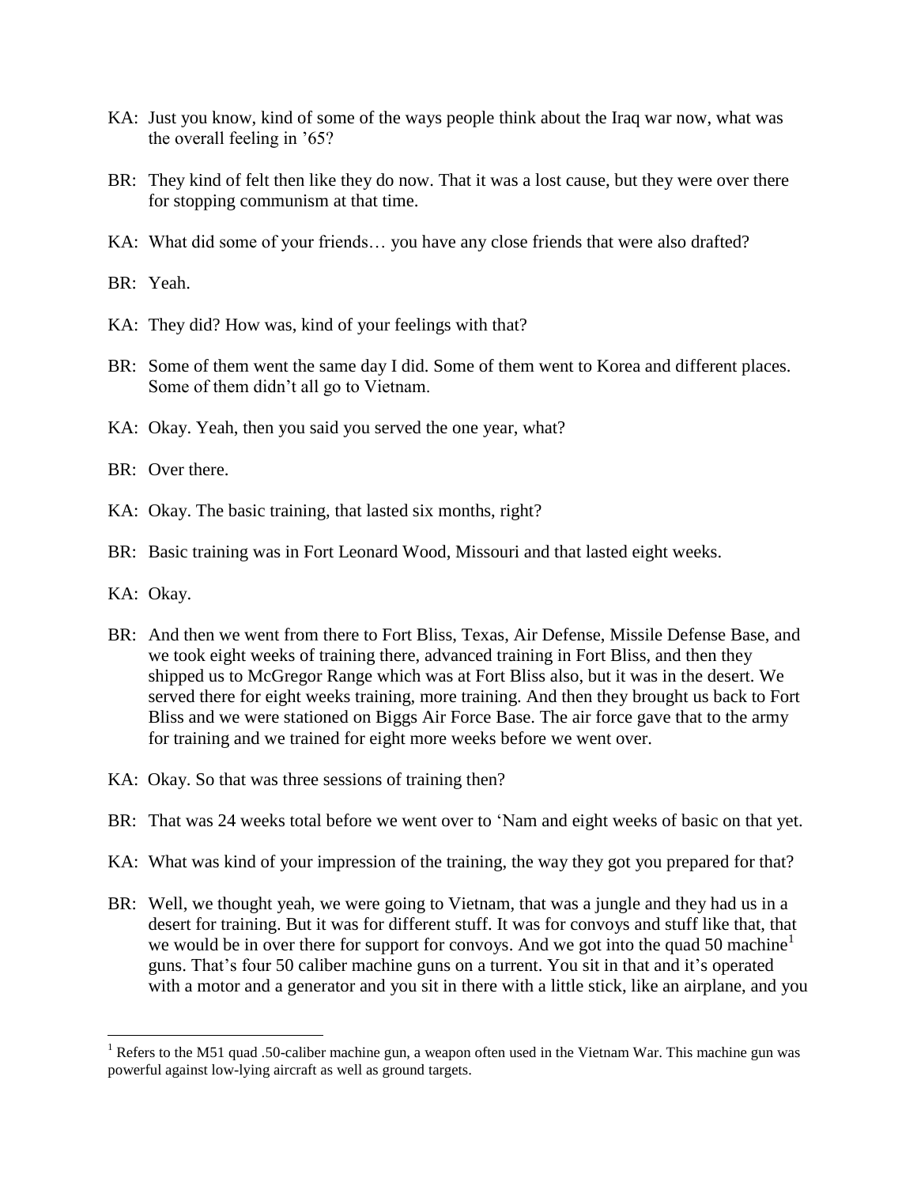KA: Just you know, kind of some of the ways people think about the Iraq war now, what was the overall feeling in '65?

BR: They kind of felt then like they do now. That it was a lost cause, but they were over there for stopping communism at that time.

KA: What did some of your friends… you have any close friends that were also drafted?

BR: Yeah.

KA: They did? How was, kind of your feelings with that?

BR: Some of them went the same day I did. Some of them went to Korea and different places. Some of them didn't all go to Vietnam.

KA: Okay. Yeah, then you said you served the one year, what?

BR: Over there.

KA: Okay. The basic training, that lasted six months, right?

BR: Basic training was in Fort Leonard Wood, Missouri and that lasted eight weeks.

KA: Okay.

BR: And then we went from there to Fort Bliss, Texas, Air Defense, Missile Defense Base, and we took eight weeks of training there, advanced training in Fort Bliss, and then they shipped us to McGregor Range which was at Fort Bliss also, but it was in the desert. We served there for eight weeks training, more training. And then they brought us back to Fort Bliss and we were stationed on Biggs Air Force Base. The air force gave that to the army for training and we trained for eight more weeks before we went over.

KA: Okay. So that was three sessions of training then?

BR: That was 24 weeks total before we went over to 'Nam and eight weeks of basic on that yet.

KA: What was kind of your impression of the training, the way they got you prepared for that?

BR: Well, we thought yeah, we were going to Vietnam, that was a jungle and they had us in a desert for training. But it was for different stuff. It was for convoys and stuff like that, that we would be in over there for support for convoys. And we got into the quad 50 machine[1] guns. That's four 50 caliber machine guns on a turrent. You sit in that and it's operated with a motor and a generator and you sit in there with a little stick, like an airplane, and you

---

[1] Refers to the M51 quad .50-caliber machine gun, a weapon often used in the Vietnam War. This machine gun was powerful against low-lying aircraft as well as ground targets.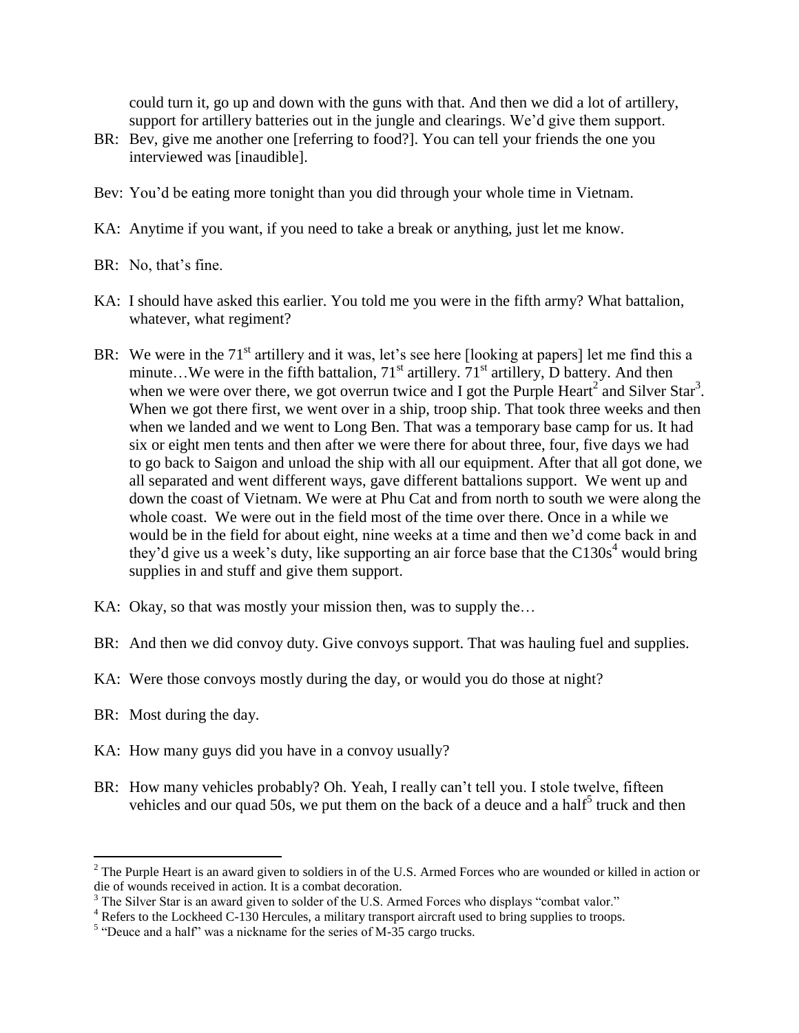could turn it, go up and down with the guns with that. And then we did a lot of artillery, support for artillery batteries out in the jungle and clearings. We'd give them support.

BR: Bev, give me another one [referring to food?]. You can tell your friends the one you interviewed was [inaudible].

Bev: You'd be eating more tonight than you did through your whole time in Vietnam.

KA: Anytime if you want, if you need to take a break or anything, just let me know.

BR: No, that's fine.

KA: I should have asked this earlier. You told me you were in the fifth army? What battalion, whatever, what regiment?

BR: We were in the 71st artillery and it was, let's see here [looking at papers] let me find this a minute…We were in the fifth battalion, 71st artillery. 71st artillery, D battery. And then when we were over there, we got overrun twice and I got the Purple Heart[2] and Silver Star[3]. When we got there first, we went over in a ship, troop ship. That took three weeks and then when we landed and we went to Long Ben. That was a temporary base camp for us. It had six or eight men tents and then after we were there for about three, four, five days we had to go back to Saigon and unload the ship with all our equipment. After that all got done, we all separated and went different ways, gave different battalions support. We went up and down the coast of Vietnam. We were at Phu Cat and from north to south we were along the whole coast. We were out in the field most of the time over there. Once in a while we would be in the field for about eight, nine weeks at a time and then we'd come back in and they'd give us a week's duty, like supporting an air force base that the C130s[4] would bring supplies in and stuff and give them support.

KA: Okay, so that was mostly your mission then, was to supply the…

BR: And then we did convoy duty. Give convoys support. That was hauling fuel and supplies.

KA: Were those convoys mostly during the day, or would you do those at night?

BR: Most during the day.

KA: How many guys did you have in a convoy usually?

BR: How many vehicles probably? Oh. Yeah, I really can't tell you. I stole twelve, fifteen vehicles and our quad 50s, we put them on the back of a deuce and a half[5] truck and then

---

[2] The Purple Heart is an award given to soldiers in of the U.S. Armed Forces who are wounded or killed in action or die of wounds received in action. It is a combat decoration.

[3] The Silver Star is an award given to solder of the U.S. Armed Forces who displays "combat valor."

[4] Refers to the Lockheed C-130 Hercules, a military transport aircraft used to bring supplies to troops.

[5] "Deuce and a half" was a nickname for the series of M-35 cargo trucks.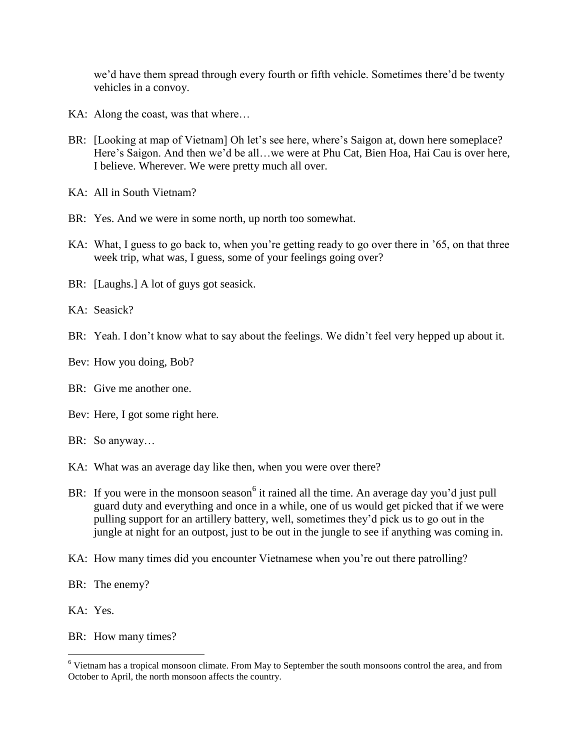we'd have them spread through every fourth or fifth vehicle. Sometimes there'd be twenty vehicles in a convoy.

KA: Along the coast, was that where…

BR: [Looking at map of Vietnam] Oh let's see here, where's Saigon at, down here someplace? Here's Saigon. And then we'd be all…we were at Phu Cat, Bien Hoa, Hai Cau is over here, I believe. Wherever. We were pretty much all over.

KA: All in South Vietnam?

BR: Yes. And we were in some north, up north too somewhat.

KA: What, I guess to go back to, when you're getting ready to go over there in '65, on that three week trip, what was, I guess, some of your feelings going over?

BR: [Laughs.] A lot of guys got seasick.

KA: Seasick?

BR: Yeah. I don't know what to say about the feelings. We didn't feel very hepped up about it.

Bev: How you doing, Bob?

BR: Give me another one.

Bev: Here, I got some right here.

BR: So anyway…

KA: What was an average day like then, when you were over there?

BR: If you were in the monsoon season[6] it rained all the time. An average day you'd just pull guard duty and everything and once in a while, one of us would get picked that if we were pulling support for an artillery battery, well, sometimes they'd pick us to go out in the jungle at night for an outpost, just to be out in the jungle to see if anything was coming in.

KA: How many times did you encounter Vietnamese when you're out there patrolling?

BR: The enemy?

KA: Yes.

BR: How many times?

---

[6] Vietnam has a tropical monsoon climate. From May to September the south monsoons control the area, and from October to April, the north monsoon affects the country.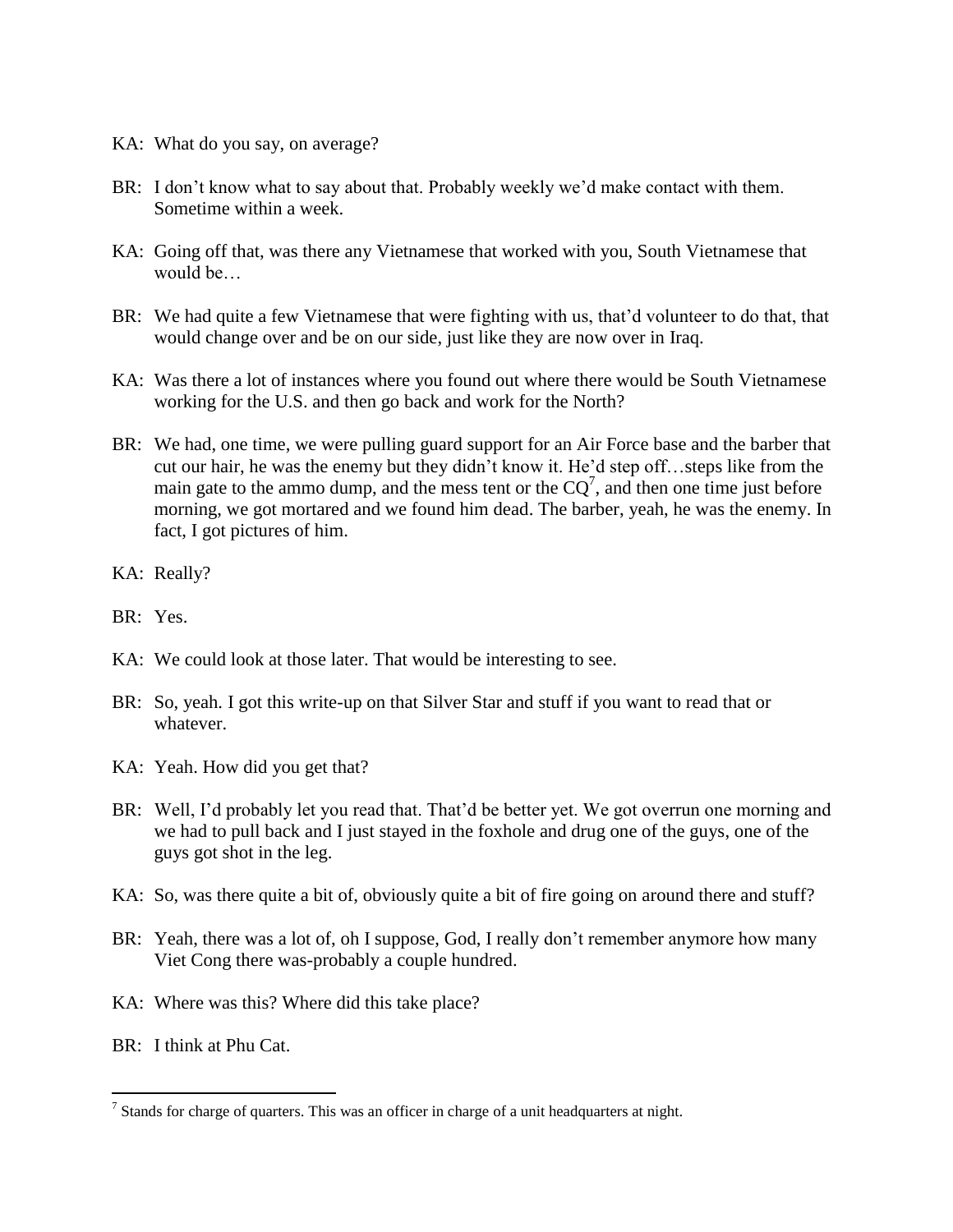KA: What do you say, on average?

BR: I don't know what to say about that. Probably weekly we'd make contact with them. Sometime within a week.

KA: Going off that, was there any Vietnamese that worked with you, South Vietnamese that would be…

BR: We had quite a few Vietnamese that were fighting with us, that'd volunteer to do that, that would change over and be on our side, just like they are now over in Iraq.

KA: Was there a lot of instances where you found out where there would be South Vietnamese working for the U.S. and then go back and work for the North?

BR: We had, one time, we were pulling guard support for an Air Force base and the barber that cut our hair, he was the enemy but they didn't know it. He'd step off…steps like from the main gate to the ammo dump, and the mess tent or the CQ[7], and then one time just before morning, we got mortared and we found him dead. The barber, yeah, he was the enemy. In fact, I got pictures of him.

KA: Really?

BR: Yes.

KA: We could look at those later. That would be interesting to see.

BR: So, yeah. I got this write-up on that Silver Star and stuff if you want to read that or whatever.

KA: Yeah. How did you get that?

BR: Well, I'd probably let you read that. That'd be better yet. We got overrun one morning and we had to pull back and I just stayed in the foxhole and drug one of the guys, one of the guys got shot in the leg.

KA: So, was there quite a bit of, obviously quite a bit of fire going on around there and stuff?

BR: Yeah, there was a lot of, oh I suppose, God, I really don't remember anymore how many Viet Cong there was-probably a couple hundred.

KA: Where was this? Where did this take place?

BR: I think at Phu Cat.

---

[7] Stands for charge of quarters. This was an officer in charge of a unit headquarters at night.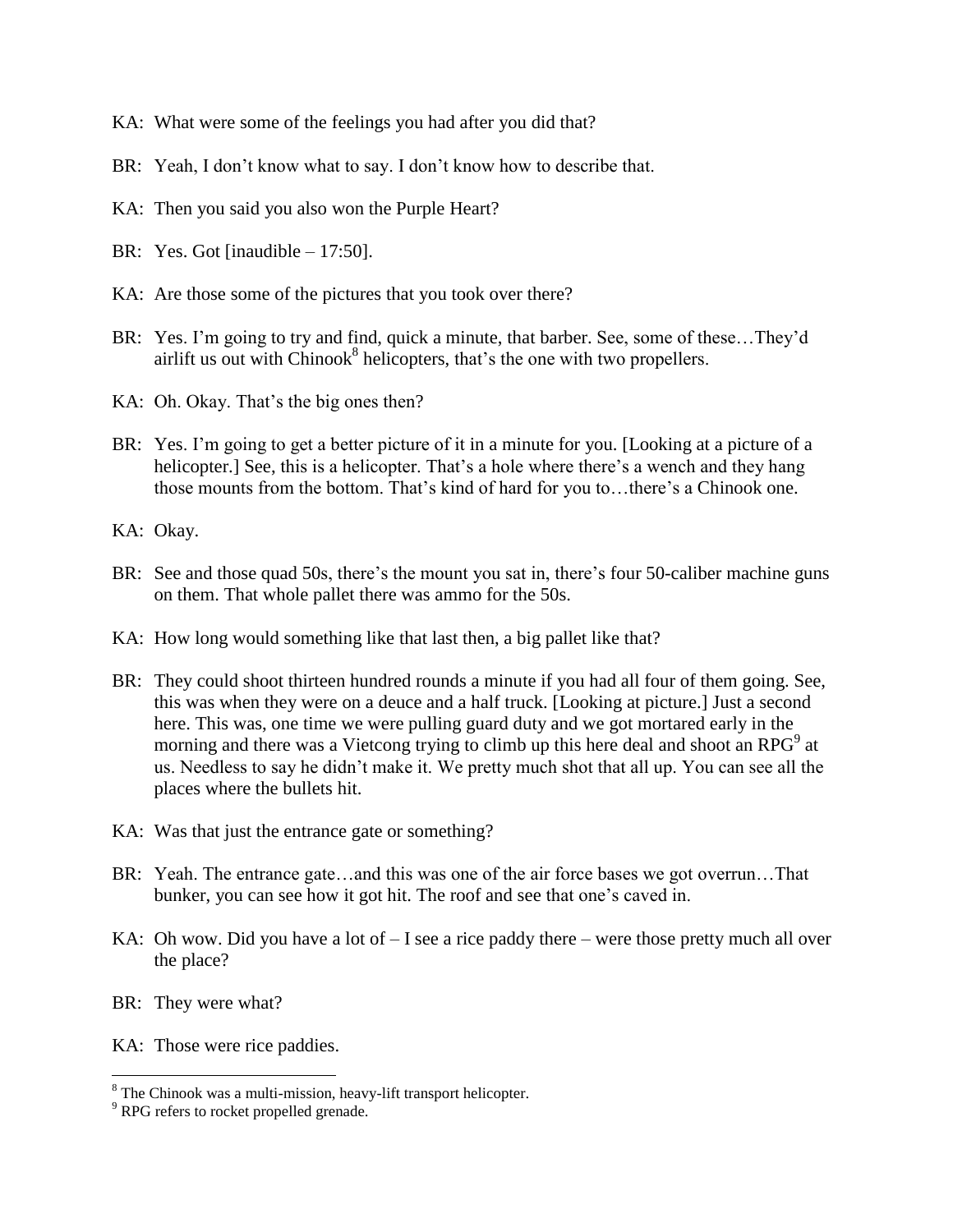KA: What were some of the feelings you had after you did that?

BR: Yeah, I don't know what to say. I don't know how to describe that.

KA: Then you said you also won the Purple Heart?

BR: Yes. Got [inaudible – 17:50].

KA: Are those some of the pictures that you took over there?

BR: Yes. I'm going to try and find, quick a minute, that barber. See, some of these…They'd airlift us out with Chinook[8] helicopters, that's the one with two propellers.

KA: Oh. Okay. That's the big ones then?

BR: Yes. I'm going to get a better picture of it in a minute for you. [Looking at a picture of a helicopter.] See, this is a helicopter. That's a hole where there's a wench and they hang those mounts from the bottom. That's kind of hard for you to…there's a Chinook one.

KA: Okay.

BR: See and those quad 50s, there's the mount you sat in, there's four 50-caliber machine guns on them. That whole pallet there was ammo for the 50s.

KA: How long would something like that last then, a big pallet like that?

BR: They could shoot thirteen hundred rounds a minute if you had all four of them going. See, this was when they were on a deuce and a half truck. [Looking at picture.] Just a second here. This was, one time we were pulling guard duty and we got mortared early in the morning and there was a Vietcong trying to climb up this here deal and shoot an RPG[9] at us. Needless to say he didn't make it. We pretty much shot that all up. You can see all the places where the bullets hit.

KA: Was that just the entrance gate or something?

BR: Yeah. The entrance gate…and this was one of the air force bases we got overrun…That bunker, you can see how it got hit. The roof and see that one's caved in.

KA: Oh wow. Did you have a lot of – I see a rice paddy there – were those pretty much all over the place?

BR: They were what?

KA: Those were rice paddies.

---

[8] The Chinook was a multi-mission, heavy-lift transport helicopter.

[9] RPG refers to rocket propelled grenade.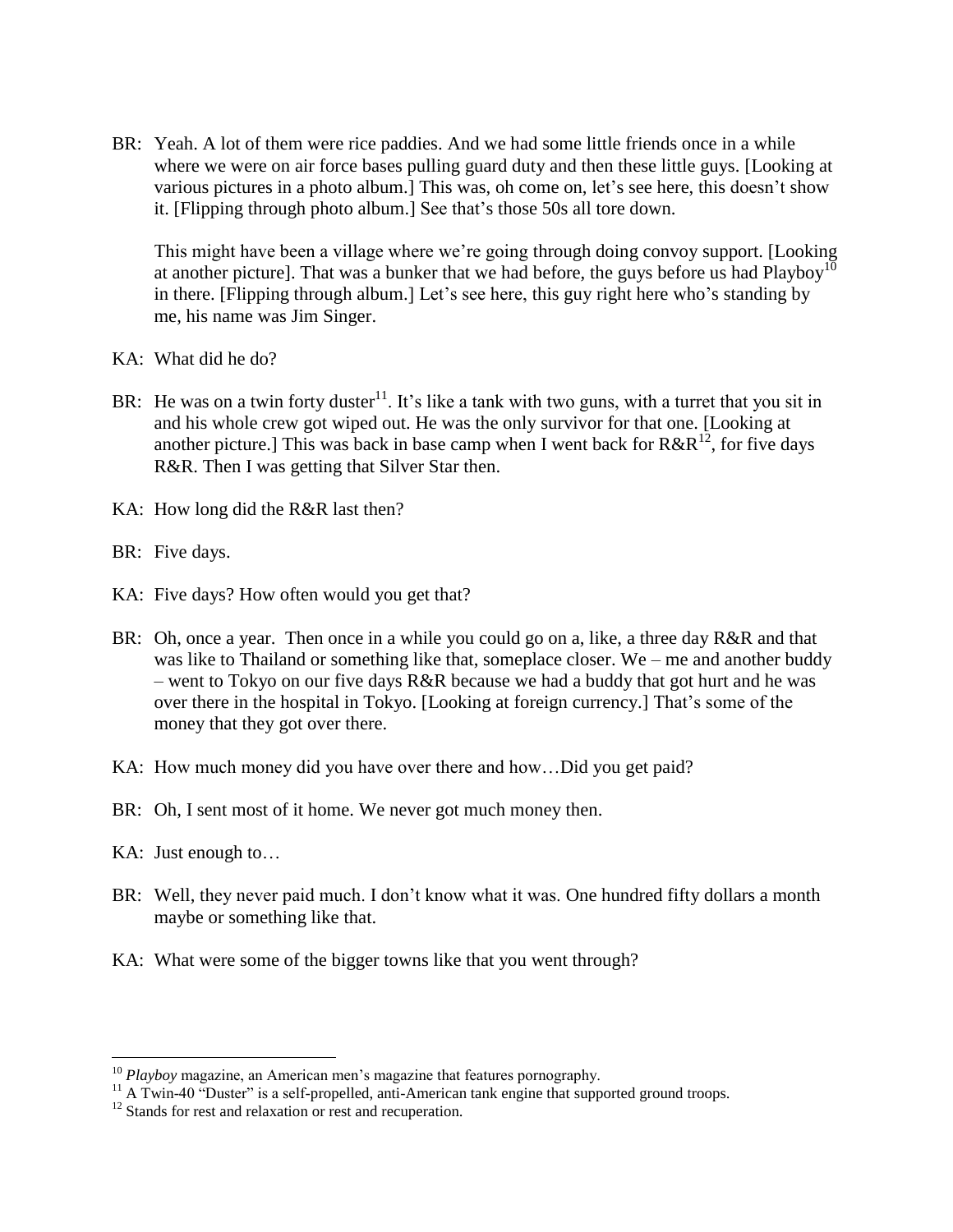BR: Yeah. A lot of them were rice paddies. And we had some little friends once in a while where we were on air force bases pulling guard duty and then these little guys. [Looking at various pictures in a photo album.] This was, oh come on, let's see here, this doesn't show it. [Flipping through photo album.] See that's those 50s all tore down.

This might have been a village where we're going through doing convoy support. [Looking at another picture]. That was a bunker that we had before, the guys before us had Playboy[10] in there. [Flipping through album.] Let's see here, this guy right here who's standing by me, his name was Jim Singer.

KA: What did he do?

BR: He was on a twin forty duster[11]. It's like a tank with two guns, with a turret that you sit in and his whole crew got wiped out. He was the only survivor for that one. [Looking at another picture.] This was back in base camp when I went back for R&R[12], for five days R&R. Then I was getting that Silver Star then.

KA: How long did the R&R last then?

BR: Five days.

KA: Five days? How often would you get that?

BR: Oh, once a year. Then once in a while you could go on a, like, a three day R&R and that was like to Thailand or something like that, someplace closer. We – me and another buddy – went to Tokyo on our five days R&R because we had a buddy that got hurt and he was over there in the hospital in Tokyo. [Looking at foreign currency.] That's some of the money that they got over there.

KA: How much money did you have over there and how…Did you get paid?

BR: Oh, I sent most of it home. We never got much money then.

KA: Just enough to…

BR: Well, they never paid much. I don't know what it was. One hundred fifty dollars a month maybe or something like that.

KA: What were some of the bigger towns like that you went through?

---

[10] *Playboy* magazine, an American men's magazine that features pornography.

[11] A Twin-40 "Duster" is a self-propelled, anti-American tank engine that supported ground troops.

[12] Stands for rest and relaxation or rest and recuperation.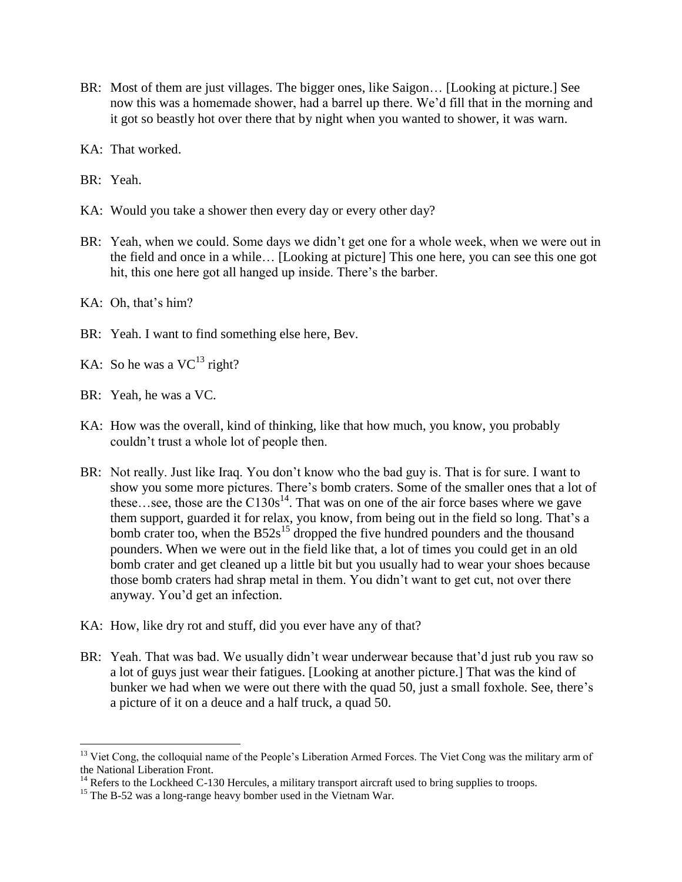BR: Most of them are just villages. The bigger ones, like Saigon… [Looking at picture.] See now this was a homemade shower, had a barrel up there. We'd fill that in the morning and it got so beastly hot over there that by night when you wanted to shower, it was warn.

KA: That worked.

BR: Yeah.

KA: Would you take a shower then every day or every other day?

BR: Yeah, when we could. Some days we didn't get one for a whole week, when we were out in the field and once in a while… [Looking at picture] This one here, you can see this one got hit, this one here got all hanged up inside. There's the barber.

KA: Oh, that's him?

BR: Yeah. I want to find something else here, Bev.

KA: So he was a VC[13] right?

BR: Yeah, he was a VC.

KA: How was the overall, kind of thinking, like that how much, you know, you probably couldn't trust a whole lot of people then.

BR: Not really. Just like Iraq. You don't know who the bad guy is. That is for sure. I want to show you some more pictures. There's bomb craters. Some of the smaller ones that a lot of these…see, those are the C130s[14]. That was on one of the air force bases where we gave them support, guarded it for relax, you know, from being out in the field so long. That's a bomb crater too, when the B52s[15] dropped the five hundred pounders and the thousand pounders. When we were out in the field like that, a lot of times you could get in an old bomb crater and get cleaned up a little bit but you usually had to wear your shoes because those bomb craters had shrap metal in them. You didn't want to get cut, not over there anyway. You'd get an infection.

KA: How, like dry rot and stuff, did you ever have any of that?

BR: Yeah. That was bad. We usually didn't wear underwear because that'd just rub you raw so a lot of guys just wear their fatigues. [Looking at another picture.] That was the kind of bunker we had when we were out there with the quad 50, just a small foxhole. See, there's a picture of it on a deuce and a half truck, a quad 50.

---

[13] Viet Cong, the colloquial name of the People's Liberation Armed Forces. The Viet Cong was the military arm of the National Liberation Front.

[14] Refers to the Lockheed C-130 Hercules, a military transport aircraft used to bring supplies to troops.

[15] The B-52 was a long-range heavy bomber used in the Vietnam War.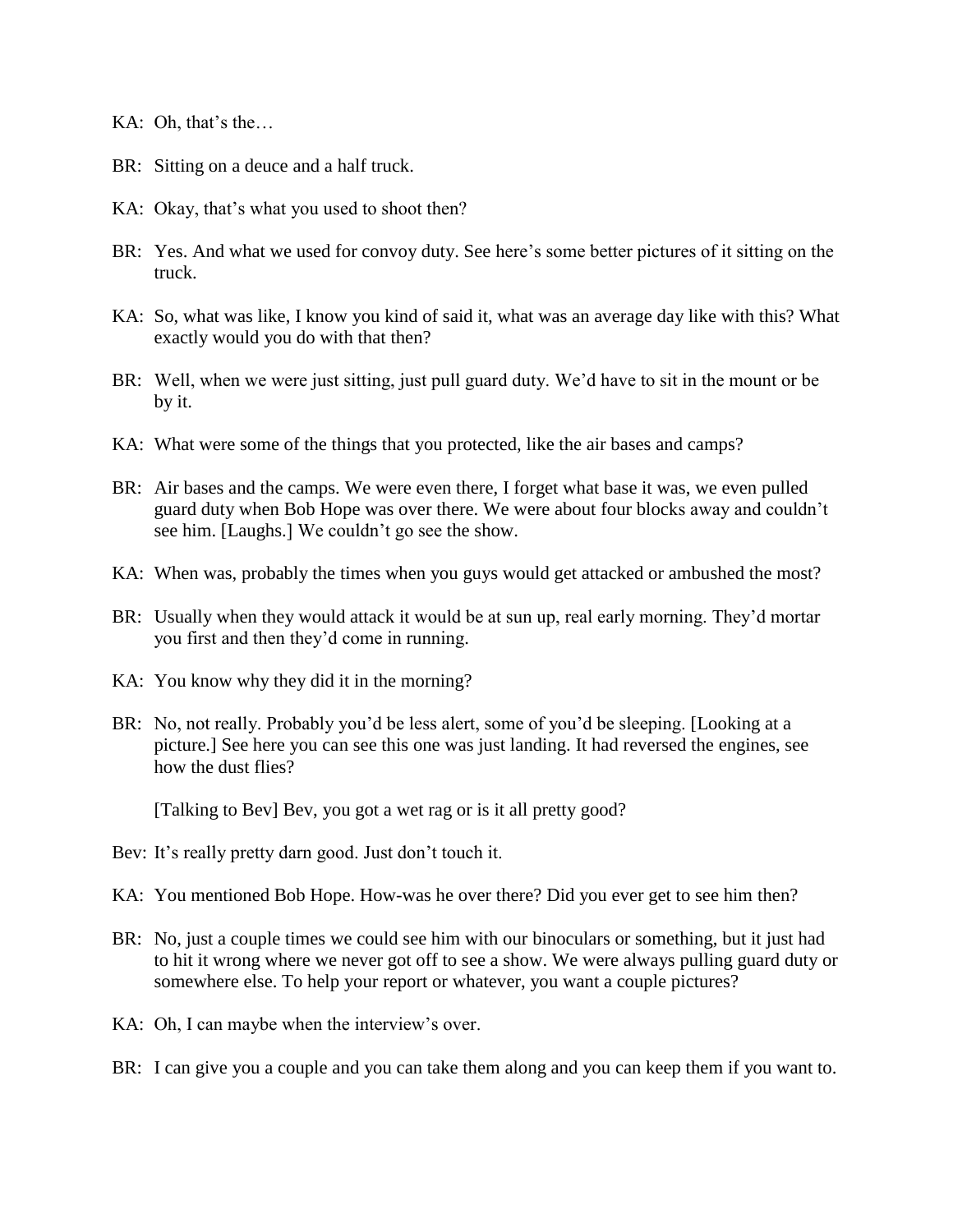KA: Oh, that's the…

BR: Sitting on a deuce and a half truck.

KA: Okay, that's what you used to shoot then?

BR: Yes. And what we used for convoy duty. See here's some better pictures of it sitting on the truck.

KA: So, what was like, I know you kind of said it, what was an average day like with this? What exactly would you do with that then?

BR: Well, when we were just sitting, just pull guard duty. We'd have to sit in the mount or be by it.

KA: What were some of the things that you protected, like the air bases and camps?

BR: Air bases and the camps. We were even there, I forget what base it was, we even pulled guard duty when Bob Hope was over there. We were about four blocks away and couldn't see him. [Laughs.] We couldn't go see the show.

KA: When was, probably the times when you guys would get attacked or ambushed the most?

BR: Usually when they would attack it would be at sun up, real early morning. They'd mortar you first and then they'd come in running.

KA: You know why they did it in the morning?

BR: No, not really. Probably you'd be less alert, some of you'd be sleeping. [Looking at a picture.] See here you can see this one was just landing. It had reversed the engines, see how the dust flies?

[Talking to Bev] Bev, you got a wet rag or is it all pretty good?

Bev: It's really pretty darn good. Just don't touch it.

KA: You mentioned Bob Hope. How-was he over there? Did you ever get to see him then?

BR: No, just a couple times we could see him with our binoculars or something, but it just had to hit it wrong where we never got off to see a show. We were always pulling guard duty or somewhere else. To help your report or whatever, you want a couple pictures?

KA: Oh, I can maybe when the interview's over.

BR: I can give you a couple and you can take them along and you can keep them if you want to.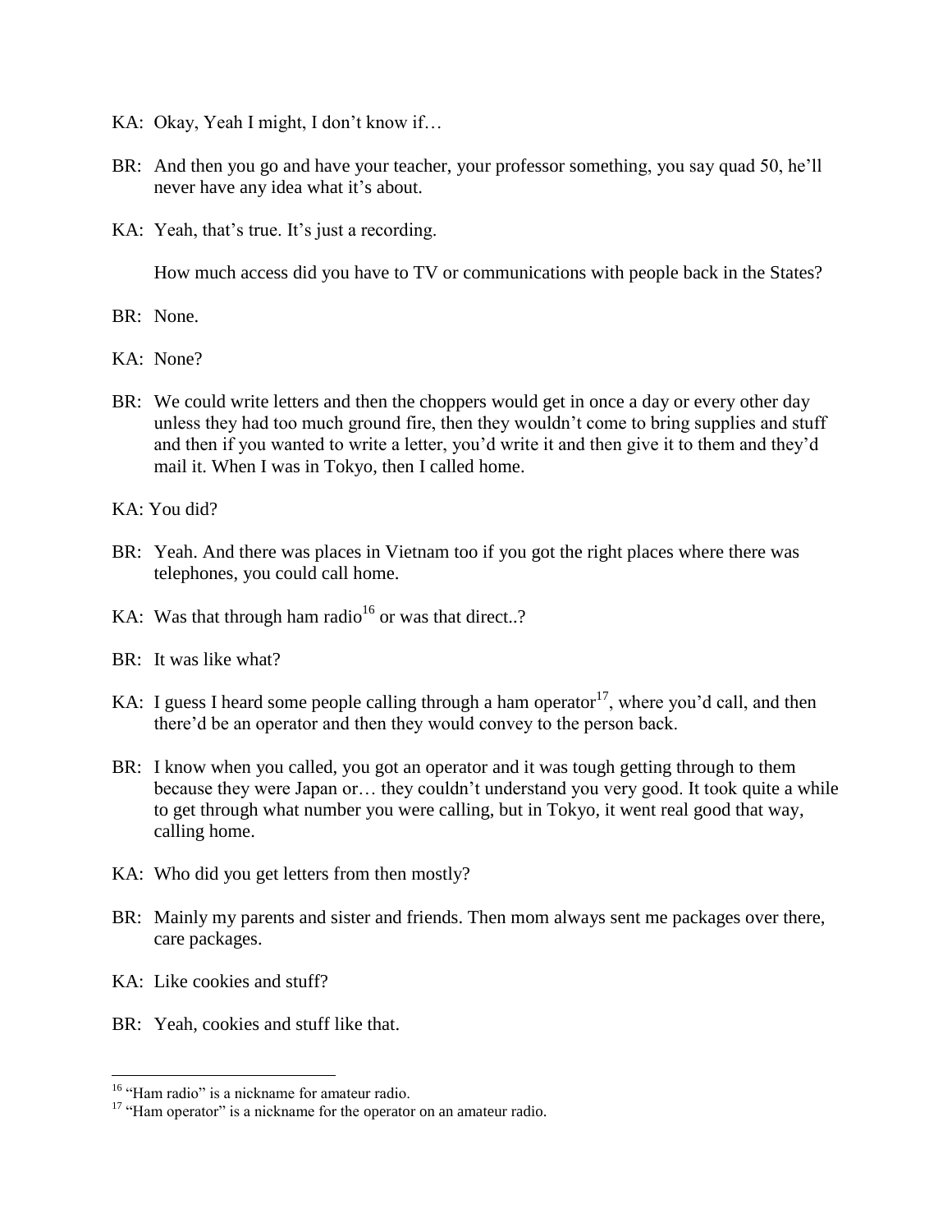KA: Okay, Yeah I might, I don't know if…

BR: And then you go and have your teacher, your professor something, you say quad 50, he'll never have any idea what it's about.

KA: Yeah, that's true. It's just a recording.

How much access did you have to TV or communications with people back in the States?

BR: None.

KA: None?

BR: We could write letters and then the choppers would get in once a day or every other day unless they had too much ground fire, then they wouldn't come to bring supplies and stuff and then if you wanted to write a letter, you'd write it and then give it to them and they'd mail it. When I was in Tokyo, then I called home.

KA: You did?

BR: Yeah. And there was places in Vietnam too if you got the right places where there was telephones, you could call home.

KA: Was that through ham radio[16] or was that direct..?

BR: It was like what?

KA: I guess I heard some people calling through a ham operator[17], where you'd call, and then there'd be an operator and then they would convey to the person back.

BR: I know when you called, you got an operator and it was tough getting through to them because they were Japan or… they couldn't understand you very good. It took quite a while to get through what number you were calling, but in Tokyo, it went real good that way, calling home.

KA: Who did you get letters from then mostly?

BR: Mainly my parents and sister and friends. Then mom always sent me packages over there, care packages.

KA: Like cookies and stuff?

BR: Yeah, cookies and stuff like that.

---

[16] "Ham radio" is a nickname for amateur radio.

[17] "Ham operator" is a nickname for the operator on an amateur radio.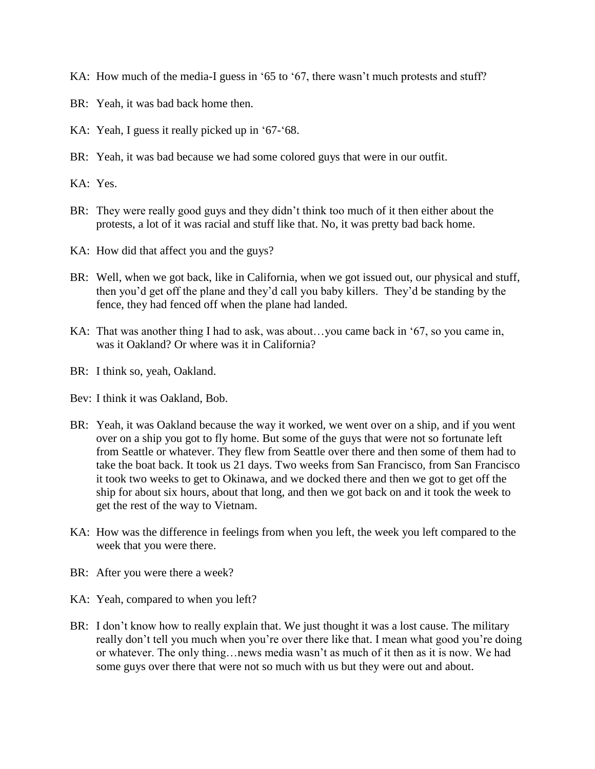KA: How much of the media-I guess in '65 to '67, there wasn't much protests and stuff?

BR: Yeah, it was bad back home then.

KA: Yeah, I guess it really picked up in '67-'68.

BR: Yeah, it was bad because we had some colored guys that were in our outfit.

KA: Yes.

BR: They were really good guys and they didn't think too much of it then either about the protests, a lot of it was racial and stuff like that. No, it was pretty bad back home.

KA: How did that affect you and the guys?

BR: Well, when we got back, like in California, when we got issued out, our physical and stuff, then you'd get off the plane and they'd call you baby killers. They'd be standing by the fence, they had fenced off when the plane had landed.

KA: That was another thing I had to ask, was about…you came back in '67, so you came in, was it Oakland? Or where was it in California?

BR: I think so, yeah, Oakland.

Bev: I think it was Oakland, Bob.

BR: Yeah, it was Oakland because the way it worked, we went over on a ship, and if you went over on a ship you got to fly home. But some of the guys that were not so fortunate left from Seattle or whatever. They flew from Seattle over there and then some of them had to take the boat back. It took us 21 days. Two weeks from San Francisco, from San Francisco it took two weeks to get to Okinawa, and we docked there and then we got to get off the ship for about six hours, about that long, and then we got back on and it took the week to get the rest of the way to Vietnam.

KA: How was the difference in feelings from when you left, the week you left compared to the week that you were there.

BR: After you were there a week?

KA: Yeah, compared to when you left?

BR: I don't know how to really explain that. We just thought it was a lost cause. The military really don't tell you much when you're over there like that. I mean what good you're doing or whatever. The only thing…news media wasn't as much of it then as it is now. We had some guys over there that were not so much with us but they were out and about.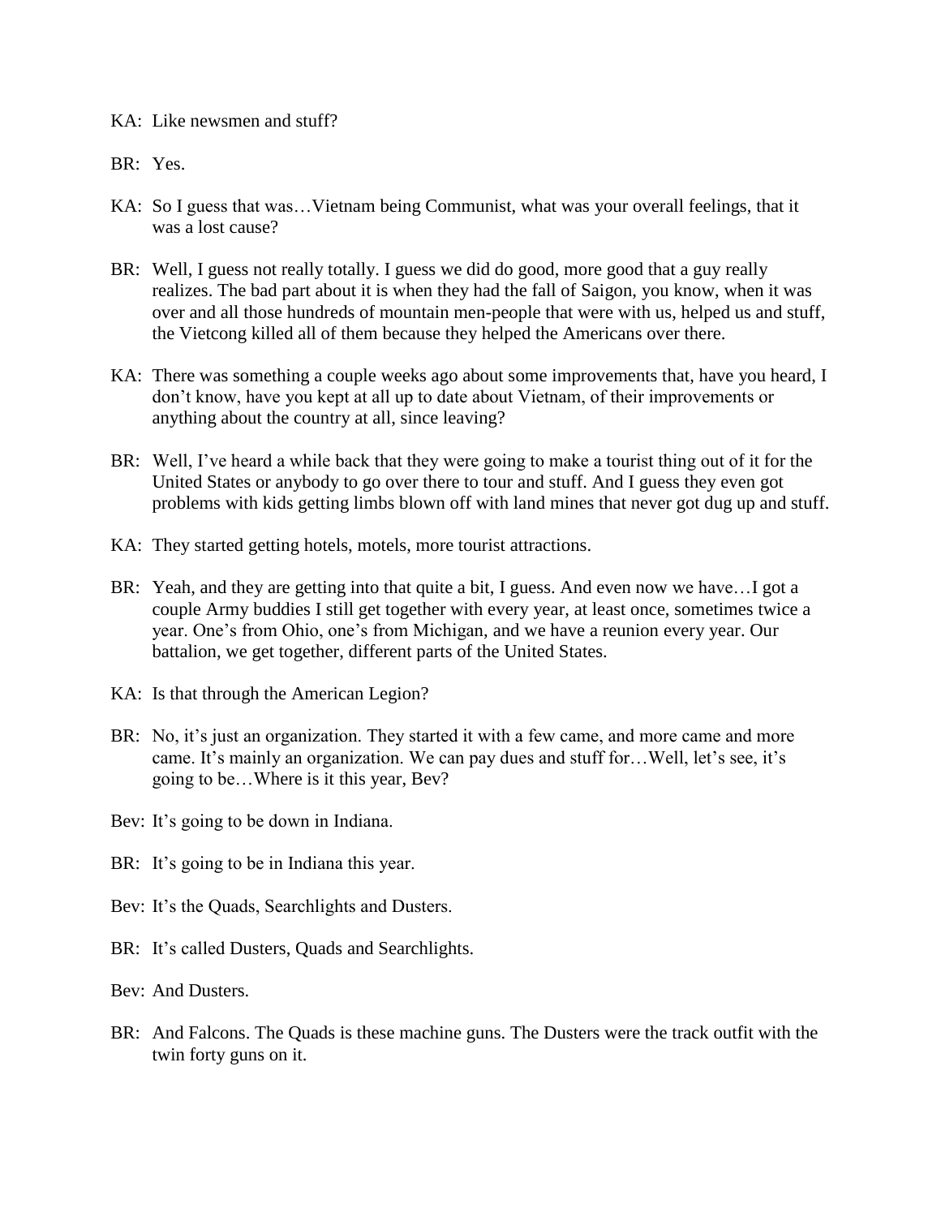KA: Like newsmen and stuff?

BR: Yes.

KA: So I guess that was…Vietnam being Communist, what was your overall feelings, that it was a lost cause?

BR: Well, I guess not really totally. I guess we did do good, more good that a guy really realizes. The bad part about it is when they had the fall of Saigon, you know, when it was over and all those hundreds of mountain men-people that were with us, helped us and stuff, the Vietcong killed all of them because they helped the Americans over there.

KA: There was something a couple weeks ago about some improvements that, have you heard, I don't know, have you kept at all up to date about Vietnam, of their improvements or anything about the country at all, since leaving?

BR: Well, I've heard a while back that they were going to make a tourist thing out of it for the United States or anybody to go over there to tour and stuff. And I guess they even got problems with kids getting limbs blown off with land mines that never got dug up and stuff.

KA: They started getting hotels, motels, more tourist attractions.

BR: Yeah, and they are getting into that quite a bit, I guess. And even now we have…I got a couple Army buddies I still get together with every year, at least once, sometimes twice a year. One's from Ohio, one's from Michigan, and we have a reunion every year. Our battalion, we get together, different parts of the United States.

KA: Is that through the American Legion?

BR: No, it's just an organization. They started it with a few came, and more came and more came. It's mainly an organization. We can pay dues and stuff for…Well, let's see, it's going to be…Where is it this year, Bev?

Bev: It's going to be down in Indiana.

BR: It's going to be in Indiana this year.

Bev: It's the Quads, Searchlights and Dusters.

BR: It's called Dusters, Quads and Searchlights.

Bev: And Dusters.

BR: And Falcons. The Quads is these machine guns. The Dusters were the track outfit with the twin forty guns on it.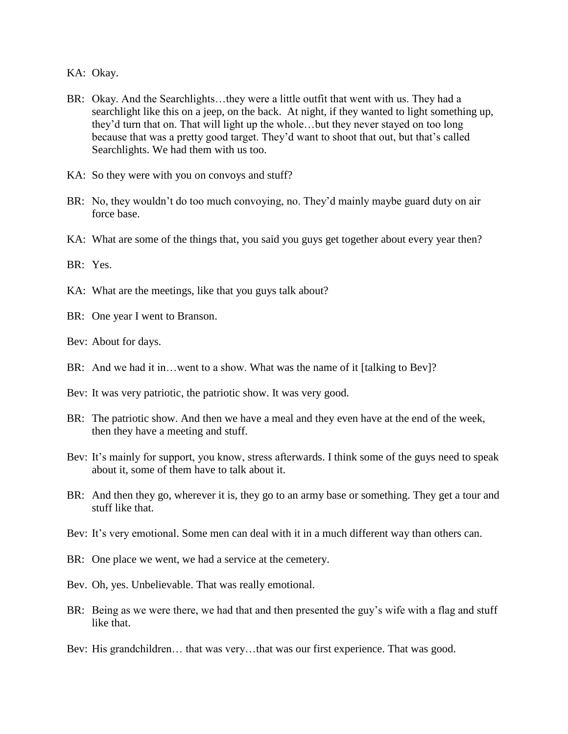KA: Okay.

BR: Okay. And the Searchlights…they were a little outfit that went with us. They had a searchlight like this on a jeep, on the back. At night, if they wanted to light something up, they'd turn that on. That will light up the whole…but they never stayed on too long because that was a pretty good target. They'd want to shoot that out, but that's called Searchlights. We had them with us too.

KA: So they were with you on convoys and stuff?

BR: No, they wouldn't do too much convoying, no. They'd mainly maybe guard duty on air force base.

KA: What are some of the things that, you said you guys get together about every year then?

BR: Yes.

KA: What are the meetings, like that you guys talk about?

BR: One year I went to Branson.

Bev: About for days.

BR: And we had it in…went to a show. What was the name of it [talking to Bev]?

Bev: It was very patriotic, the patriotic show. It was very good.

BR: The patriotic show. And then we have a meal and they even have at the end of the week, then they have a meeting and stuff.

Bev: It's mainly for support, you know, stress afterwards. I think some of the guys need to speak about it, some of them have to talk about it.

BR: And then they go, wherever it is, they go to an army base or something. They get a tour and stuff like that.

Bev: It's very emotional. Some men can deal with it in a much different way than others can.

BR: One place we went, we had a service at the cemetery.

Bev. Oh, yes. Unbelievable. That was really emotional.

BR: Being as we were there, we had that and then presented the guy's wife with a flag and stuff like that.

Bev: His grandchildren… that was very…that was our first experience. That was good.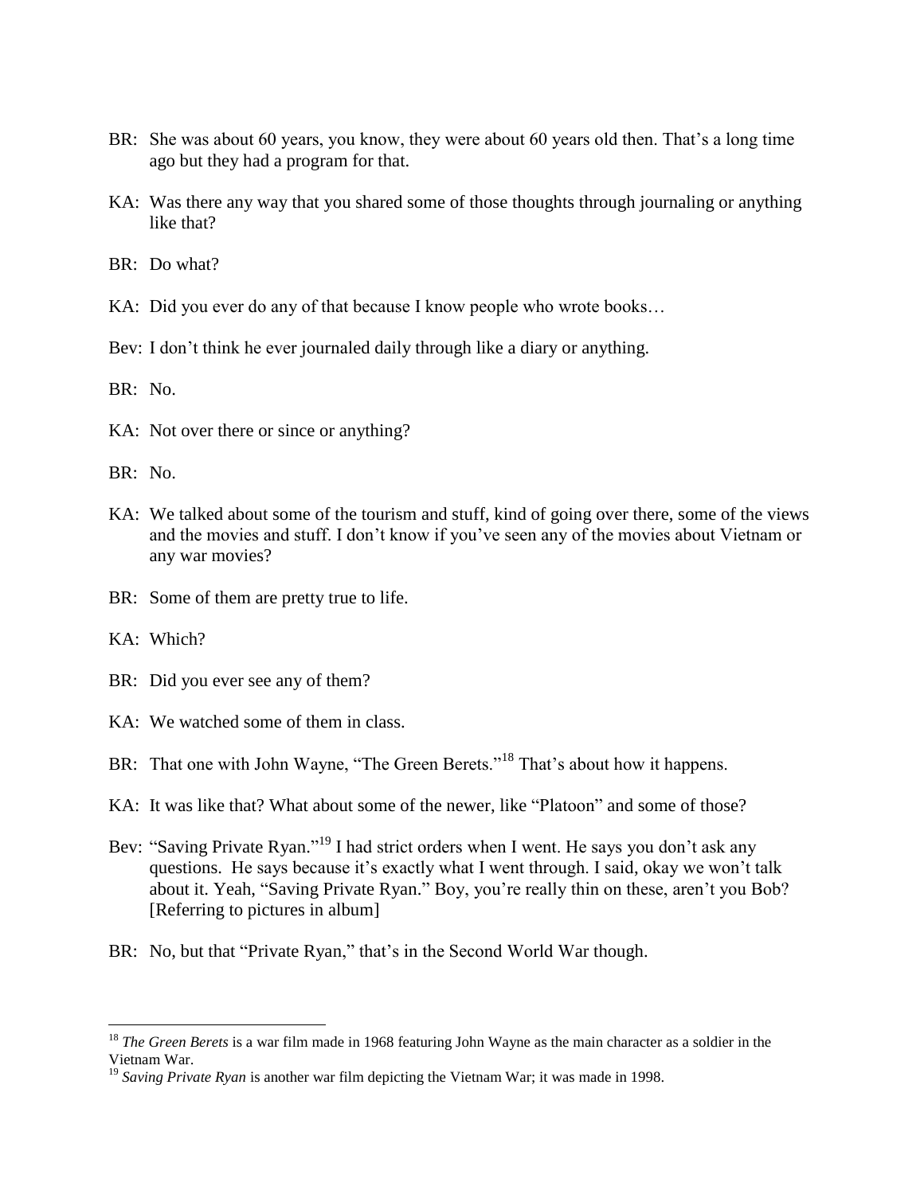BR: She was about 60 years, you know, they were about 60 years old then. That's a long time ago but they had a program for that.

KA: Was there any way that you shared some of those thoughts through journaling or anything like that?

BR: Do what?

KA: Did you ever do any of that because I know people who wrote books…

Bev: I don't think he ever journaled daily through like a diary or anything.

BR: No.

KA: Not over there or since or anything?

BR: No.

KA: We talked about some of the tourism and stuff, kind of going over there, some of the views and the movies and stuff. I don't know if you've seen any of the movies about Vietnam or any war movies?

BR: Some of them are pretty true to life.

KA: Which?

BR: Did you ever see any of them?

KA: We watched some of them in class.

BR: That one with John Wayne, "The Green Berets."[18] That's about how it happens.

KA: It was like that? What about some of the newer, like "Platoon" and some of those?

Bev: "Saving Private Ryan."[19] I had strict orders when I went. He says you don't ask any questions. He says because it's exactly what I went through. I said, okay we won't talk about it. Yeah, "Saving Private Ryan." Boy, you're really thin on these, aren't you Bob? [Referring to pictures in album]

BR: No, but that "Private Ryan," that's in the Second World War though.

---

[18] *The Green Berets* is a war film made in 1968 featuring John Wayne as the main character as a soldier in the Vietnam War.

[19] *Saving Private Ryan* is another war film depicting the Vietnam War; it was made in 1998.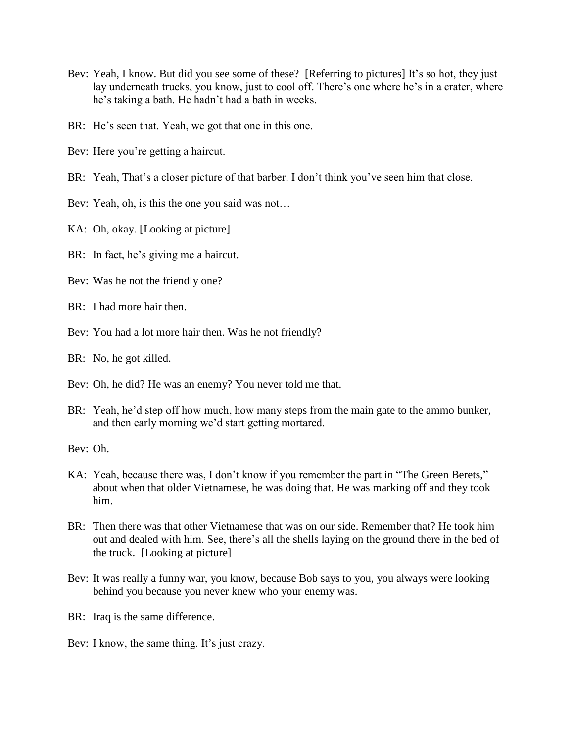Bev: Yeah, I know. But did you see some of these? [Referring to pictures] It's so hot, they just lay underneath trucks, you know, just to cool off. There's one where he's in a crater, where he's taking a bath. He hadn't had a bath in weeks.

BR: He's seen that. Yeah, we got that one in this one.

Bev: Here you're getting a haircut.

BR: Yeah, That's a closer picture of that barber. I don't think you've seen him that close.

Bev: Yeah, oh, is this the one you said was not…

KA: Oh, okay. [Looking at picture]

BR: In fact, he's giving me a haircut.

Bev: Was he not the friendly one?

BR: I had more hair then.

Bev: You had a lot more hair then. Was he not friendly?

BR: No, he got killed.

Bev: Oh, he did? He was an enemy? You never told me that.

BR: Yeah, he'd step off how much, how many steps from the main gate to the ammo bunker, and then early morning we'd start getting mortared.

Bev: Oh.

KA: Yeah, because there was, I don't know if you remember the part in "The Green Berets," about when that older Vietnamese, he was doing that. He was marking off and they took him.

BR: Then there was that other Vietnamese that was on our side. Remember that? He took him out and dealed with him. See, there's all the shells laying on the ground there in the bed of the truck. [Looking at picture]

Bev: It was really a funny war, you know, because Bob says to you, you always were looking behind you because you never knew who your enemy was.

BR: Iraq is the same difference.

Bev: I know, the same thing. It's just crazy.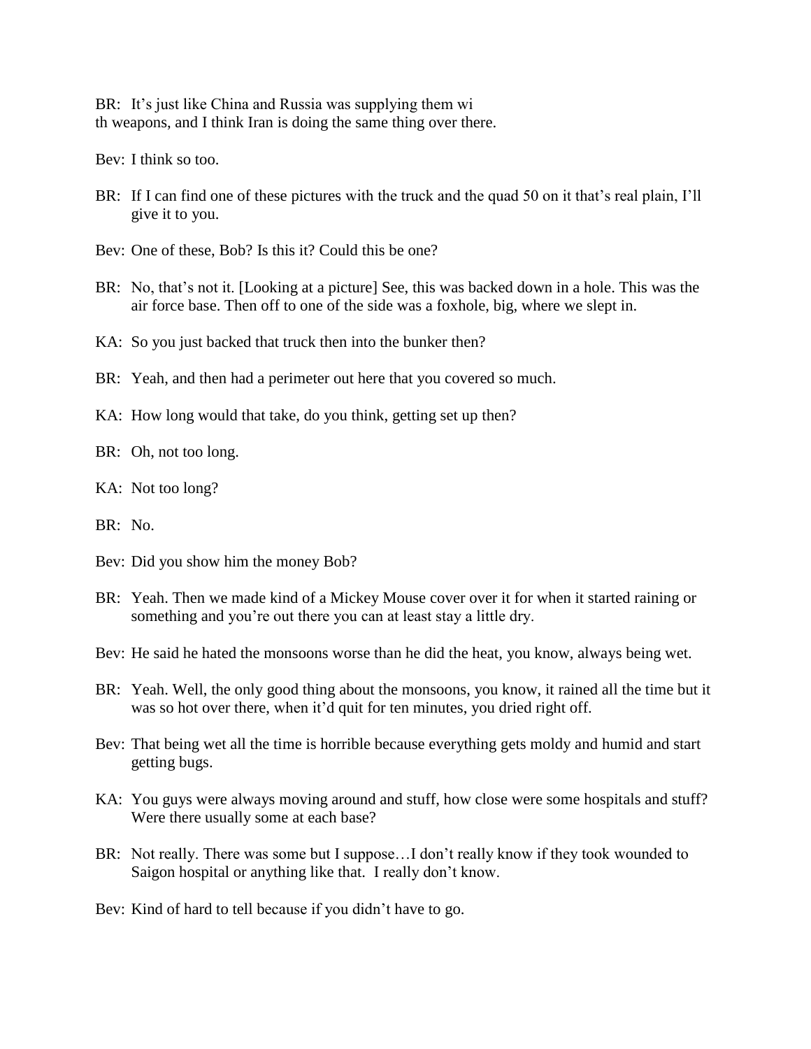BR: It's just like China and Russia was supplying them wi th weapons, and I think Iran is doing the same thing over there.

Bev: I think so too.

BR: If I can find one of these pictures with the truck and the quad 50 on it that's real plain, I'll give it to you.

Bev: One of these, Bob? Is this it? Could this be one?

BR: No, that's not it. [Looking at a picture] See, this was backed down in a hole. This was the air force base. Then off to one of the side was a foxhole, big, where we slept in.

KA: So you just backed that truck then into the bunker then?

BR: Yeah, and then had a perimeter out here that you covered so much.

KA: How long would that take, do you think, getting set up then?

BR: Oh, not too long.

KA: Not too long?

BR: No.

Bev: Did you show him the money Bob?

BR: Yeah. Then we made kind of a Mickey Mouse cover over it for when it started raining or something and you're out there you can at least stay a little dry.

Bev: He said he hated the monsoons worse than he did the heat, you know, always being wet.

BR: Yeah. Well, the only good thing about the monsoons, you know, it rained all the time but it was so hot over there, when it'd quit for ten minutes, you dried right off.

Bev: That being wet all the time is horrible because everything gets moldy and humid and start getting bugs.

KA: You guys were always moving around and stuff, how close were some hospitals and stuff? Were there usually some at each base?

BR: Not really. There was some but I suppose…I don't really know if they took wounded to Saigon hospital or anything like that. I really don't know.

Bev: Kind of hard to tell because if you didn't have to go.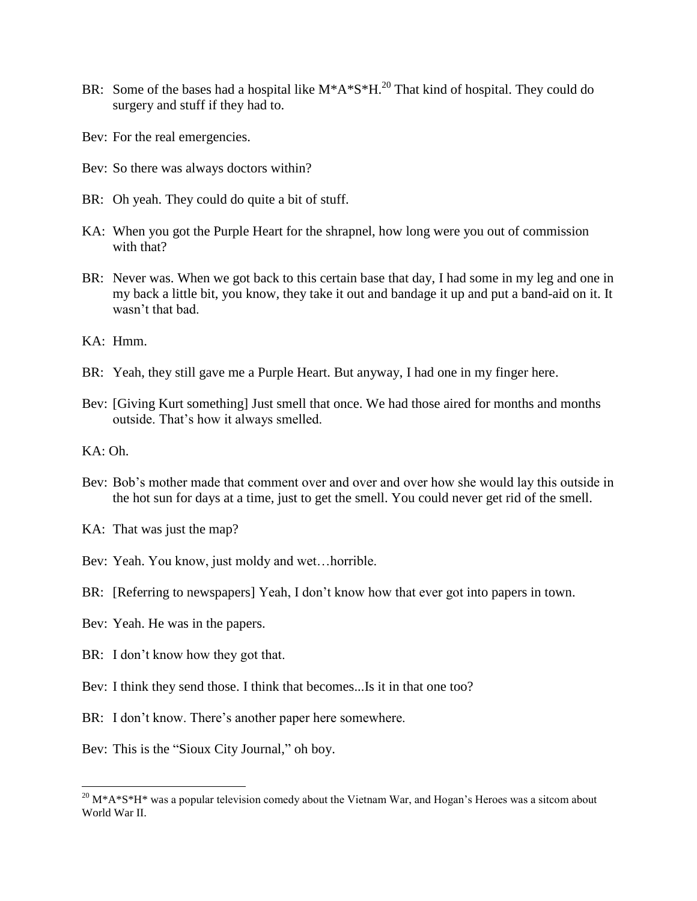BR: Some of the bases had a hospital like M*A*S*H.[20] That kind of hospital. They could do surgery and stuff if they had to.

Bev: For the real emergencies.

Bev: So there was always doctors within?

BR: Oh yeah. They could do quite a bit of stuff.

KA: When you got the Purple Heart for the shrapnel, how long were you out of commission with that?

BR: Never was. When we got back to this certain base that day, I had some in my leg and one in my back a little bit, you know, they take it out and bandage it up and put a band-aid on it. It wasn't that bad.

KA: Hmm.

BR: Yeah, they still gave me a Purple Heart. But anyway, I had one in my finger here.

Bev: [Giving Kurt something] Just smell that once. We had those aired for months and months outside. That's how it always smelled.

KA: Oh.

Bev: Bob's mother made that comment over and over and over how she would lay this outside in the hot sun for days at a time, just to get the smell. You could never get rid of the smell.

KA: That was just the map?

Bev: Yeah. You know, just moldy and wet…horrible.

BR: [Referring to newspapers] Yeah, I don't know how that ever got into papers in town.

Bev: Yeah. He was in the papers.

BR: I don't know how they got that.

Bev: I think they send those. I think that becomes...Is it in that one too?

BR: I don't know. There's another paper here somewhere.

Bev: This is the "Sioux City Journal," oh boy.

---

[20] M*A*S*H* was a popular television comedy about the Vietnam War, and Hogan's Heroes was a sitcom about World War II.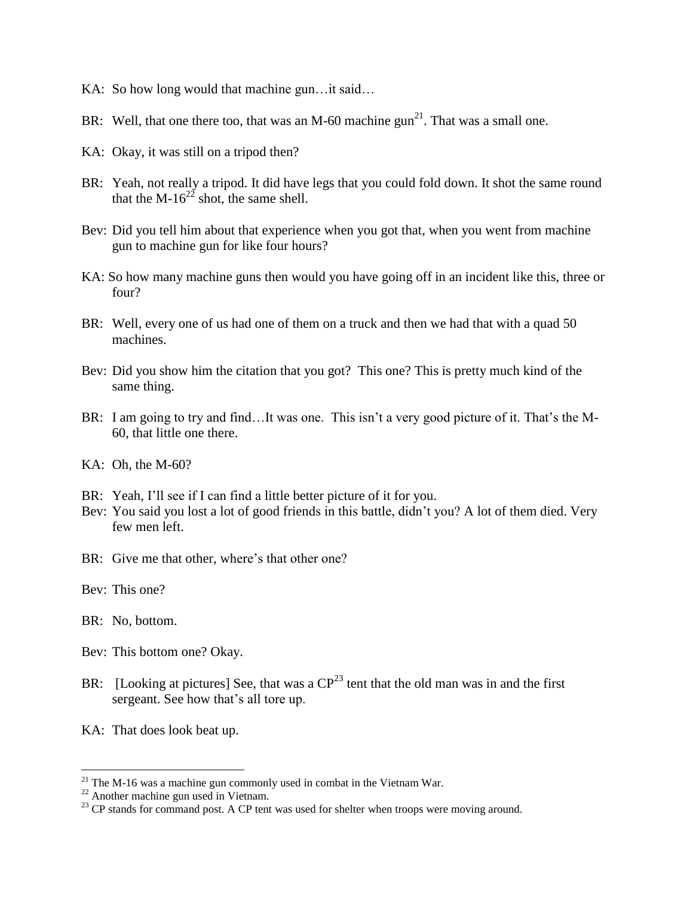KA: So how long would that machine gun…it said…

BR: Well, that one there too, that was an M-60 machine gun[21]. That was a small one.

KA: Okay, it was still on a tripod then?

BR: Yeah, not really a tripod. It did have legs that you could fold down. It shot the same round that the M-16[22] shot, the same shell.

Bev: Did you tell him about that experience when you got that, when you went from machine gun to machine gun for like four hours?

KA: So how many machine guns then would you have going off in an incident like this, three or four?

BR: Well, every one of us had one of them on a truck and then we had that with a quad 50 machines.

Bev: Did you show him the citation that you got? This one? This is pretty much kind of the same thing.

BR: I am going to try and find…It was one. This isn't a very good picture of it. That's the M-60, that little one there.

KA: Oh, the M-60?

BR: Yeah, I'll see if I can find a little better picture of it for you.

Bev: You said you lost a lot of good friends in this battle, didn't you? A lot of them died. Very few men left.

BR: Give me that other, where's that other one?

Bev: This one?

BR: No, bottom.

Bev: This bottom one? Okay.

BR: [Looking at pictures] See, that was a CP[23] tent that the old man was in and the first sergeant. See how that's all tore up.

KA: That does look beat up.

---

[21] The M-16 was a machine gun commonly used in combat in the Vietnam War.

[22] Another machine gun used in Vietnam.

[23] CP stands for command post. A CP tent was used for shelter when troops were moving around.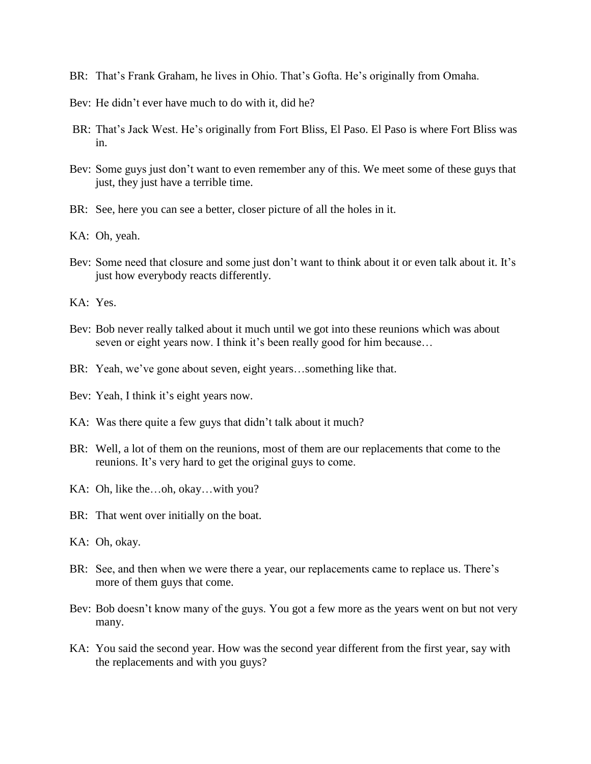BR: That's Frank Graham, he lives in Ohio. That's Gofta. He's originally from Omaha.

Bev: He didn't ever have much to do with it, did he?

BR: That's Jack West. He's originally from Fort Bliss, El Paso. El Paso is where Fort Bliss was in.

Bev: Some guys just don't want to even remember any of this. We meet some of these guys that just, they just have a terrible time.

BR: See, here you can see a better, closer picture of all the holes in it.

KA: Oh, yeah.

Bev: Some need that closure and some just don't want to think about it or even talk about it. It's just how everybody reacts differently.

KA: Yes.

Bev: Bob never really talked about it much until we got into these reunions which was about seven or eight years now. I think it's been really good for him because…

BR: Yeah, we've gone about seven, eight years…something like that.

Bev: Yeah, I think it's eight years now.

KA: Was there quite a few guys that didn't talk about it much?

BR: Well, a lot of them on the reunions, most of them are our replacements that come to the reunions. It's very hard to get the original guys to come.

KA: Oh, like the…oh, okay…with you?

BR: That went over initially on the boat.

KA: Oh, okay.

BR: See, and then when we were there a year, our replacements came to replace us. There's more of them guys that come.

Bev: Bob doesn't know many of the guys. You got a few more as the years went on but not very many.

KA: You said the second year. How was the second year different from the first year, say with the replacements and with you guys?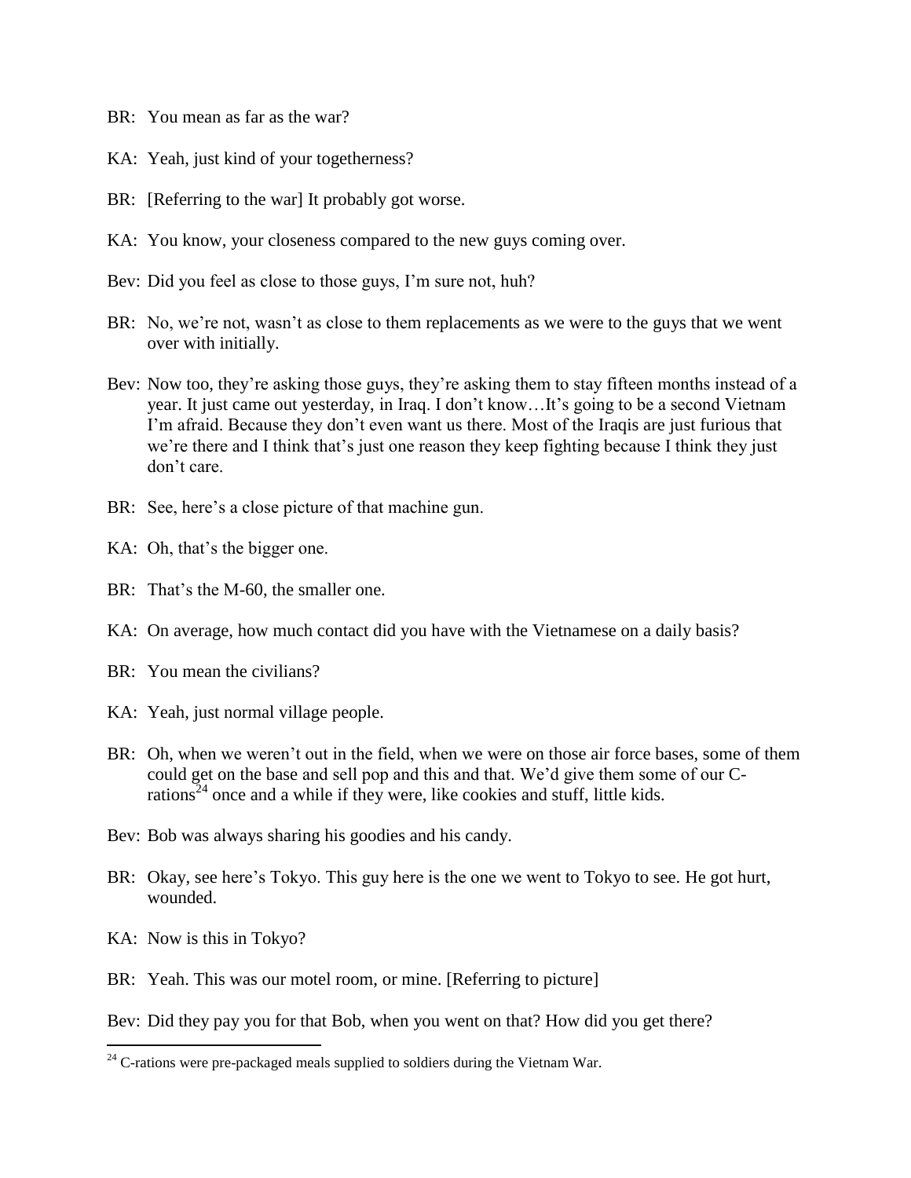BR: You mean as far as the war?

KA: Yeah, just kind of your togetherness?

BR: [Referring to the war] It probably got worse.

KA: You know, your closeness compared to the new guys coming over.

Bev: Did you feel as close to those guys, I'm sure not, huh?

BR: No, we're not, wasn't as close to them replacements as we were to the guys that we went over with initially.

Bev: Now too, they're asking those guys, they're asking them to stay fifteen months instead of a year. It just came out yesterday, in Iraq. I don't know…It's going to be a second Vietnam I'm afraid. Because they don't even want us there. Most of the Iraqis are just furious that we're there and I think that's just one reason they keep fighting because I think they just don't care.

BR: See, here's a close picture of that machine gun.

KA: Oh, that's the bigger one.

BR: That's the M-60, the smaller one.

KA: On average, how much contact did you have with the Vietnamese on a daily basis?

BR: You mean the civilians?

KA: Yeah, just normal village people.

BR: Oh, when we weren't out in the field, when we were on those air force bases, some of them could get on the base and sell pop and this and that. We'd give them some of our C-rations[24] once and a while if they were, like cookies and stuff, little kids.

Bev: Bob was always sharing his goodies and his candy.

BR: Okay, see here's Tokyo. This guy here is the one we went to Tokyo to see. He got hurt, wounded.

KA: Now is this in Tokyo?

BR: Yeah. This was our motel room, or mine. [Referring to picture]

Bev: Did they pay you for that Bob, when you went on that? How did you get there?

---

[24] C-rations were pre-packaged meals supplied to soldiers during the Vietnam War.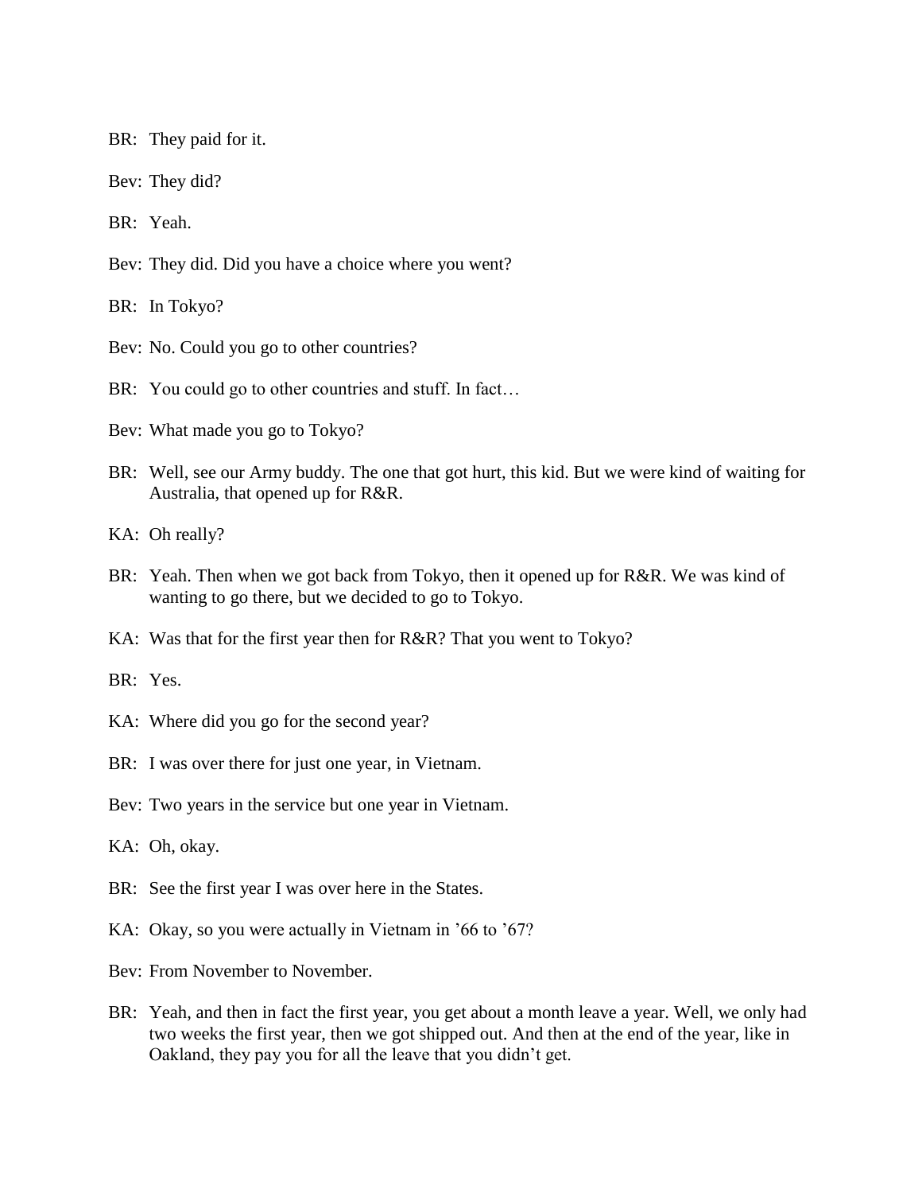BR: They paid for it.

Bev: They did?

BR: Yeah.

Bev: They did. Did you have a choice where you went?

BR: In Tokyo?

Bev: No. Could you go to other countries?

BR: You could go to other countries and stuff. In fact…

Bev: What made you go to Tokyo?

BR: Well, see our Army buddy. The one that got hurt, this kid. But we were kind of waiting for Australia, that opened up for R&R.

KA: Oh really?

BR: Yeah. Then when we got back from Tokyo, then it opened up for R&R. We was kind of wanting to go there, but we decided to go to Tokyo.

KA: Was that for the first year then for R&R? That you went to Tokyo?

BR: Yes.

KA: Where did you go for the second year?

BR: I was over there for just one year, in Vietnam.

Bev: Two years in the service but one year in Vietnam.

KA: Oh, okay.

BR: See the first year I was over here in the States.

KA: Okay, so you were actually in Vietnam in '66 to '67?

Bev: From November to November.

BR: Yeah, and then in fact the first year, you get about a month leave a year. Well, we only had two weeks the first year, then we got shipped out. And then at the end of the year, like in Oakland, they pay you for all the leave that you didn't get.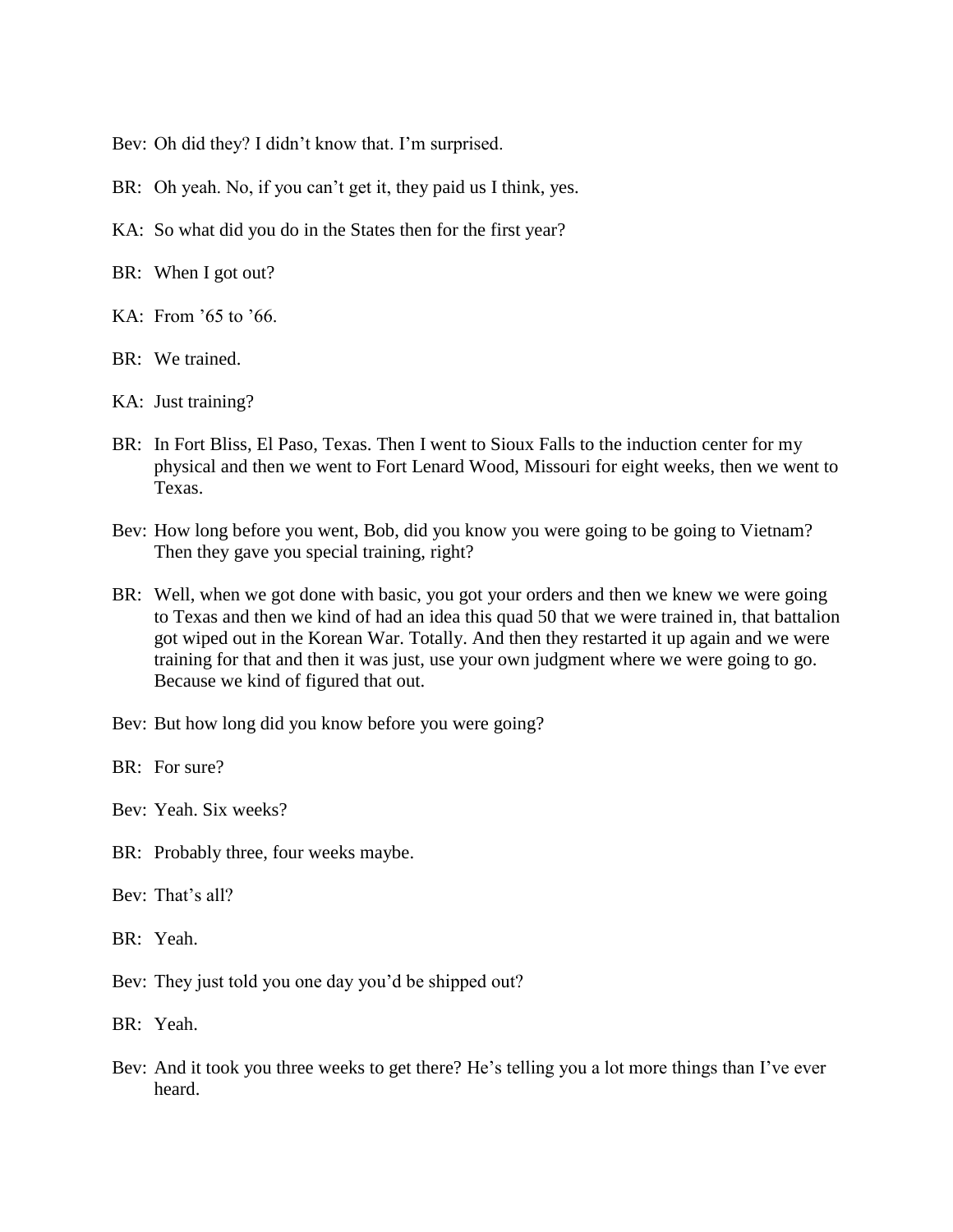Bev: Oh did they? I didn't know that. I'm surprised.

BR: Oh yeah. No, if you can't get it, they paid us I think, yes.

KA: So what did you do in the States then for the first year?

BR: When I got out?

KA: From '65 to '66.

BR: We trained.

KA: Just training?

BR: In Fort Bliss, El Paso, Texas. Then I went to Sioux Falls to the induction center for my physical and then we went to Fort Lenard Wood, Missouri for eight weeks, then we went to Texas.

Bev: How long before you went, Bob, did you know you were going to be going to Vietnam? Then they gave you special training, right?

BR: Well, when we got done with basic, you got your orders and then we knew we were going to Texas and then we kind of had an idea this quad 50 that we were trained in, that battalion got wiped out in the Korean War. Totally. And then they restarted it up again and we were training for that and then it was just, use your own judgment where we were going to go. Because we kind of figured that out.

Bev: But how long did you know before you were going?

BR: For sure?

Bev: Yeah. Six weeks?

BR: Probably three, four weeks maybe.

Bev: That's all?

BR: Yeah.

Bev: They just told you one day you'd be shipped out?

BR: Yeah.

Bev: And it took you three weeks to get there? He's telling you a lot more things than I've ever heard.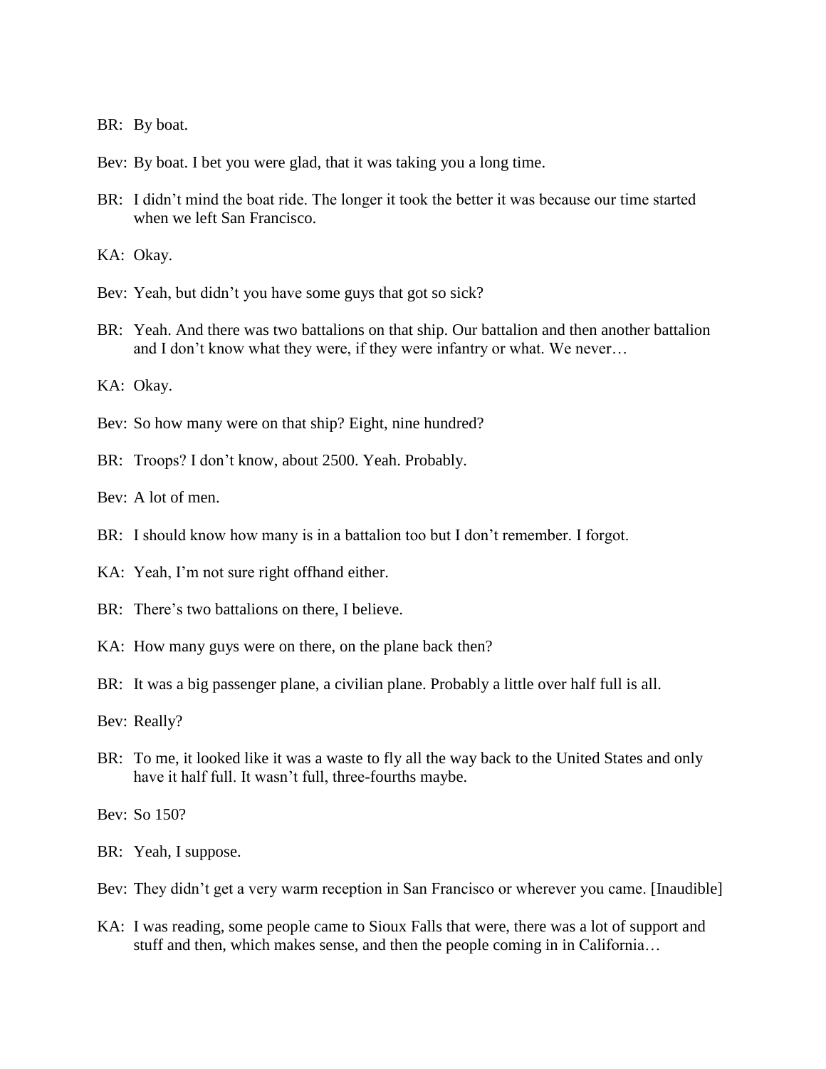BR: By boat.

Bev: By boat. I bet you were glad, that it was taking you a long time.

BR: I didn't mind the boat ride. The longer it took the better it was because our time started when we left San Francisco.

KA: Okay.

Bev: Yeah, but didn't you have some guys that got so sick?

BR: Yeah. And there was two battalions on that ship. Our battalion and then another battalion and I don't know what they were, if they were infantry or what. We never…

KA: Okay.

Bev: So how many were on that ship? Eight, nine hundred?

BR: Troops? I don't know, about 2500. Yeah. Probably.

Bev: A lot of men.

BR: I should know how many is in a battalion too but I don't remember. I forgot.

KA: Yeah, I'm not sure right offhand either.

BR: There's two battalions on there, I believe.

KA: How many guys were on there, on the plane back then?

BR: It was a big passenger plane, a civilian plane. Probably a little over half full is all.

Bev: Really?

BR: To me, it looked like it was a waste to fly all the way back to the United States and only have it half full. It wasn't full, three-fourths maybe.

Bev: So 150?

BR: Yeah, I suppose.

Bev: They didn't get a very warm reception in San Francisco or wherever you came. [Inaudible]

KA: I was reading, some people came to Sioux Falls that were, there was a lot of support and stuff and then, which makes sense, and then the people coming in in California…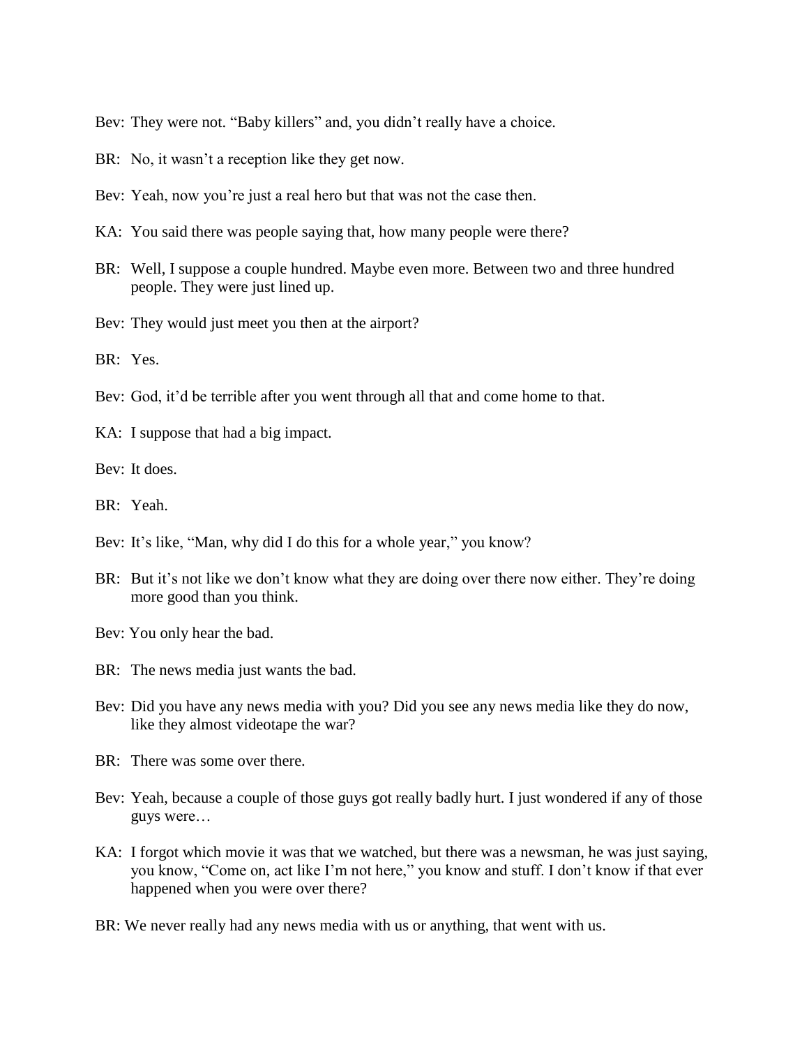Bev: They were not. "Baby killers" and, you didn't really have a choice.

BR: No, it wasn't a reception like they get now.

Bev: Yeah, now you're just a real hero but that was not the case then.

KA: You said there was people saying that, how many people were there?

BR: Well, I suppose a couple hundred. Maybe even more. Between two and three hundred people. They were just lined up.

Bev: They would just meet you then at the airport?

BR: Yes.

Bev: God, it'd be terrible after you went through all that and come home to that.

KA: I suppose that had a big impact.

Bev: It does.

BR: Yeah.

Bev: It's like, "Man, why did I do this for a whole year," you know?

BR: But it's not like we don't know what they are doing over there now either. They're doing more good than you think.

Bev: You only hear the bad.

BR: The news media just wants the bad.

Bev: Did you have any news media with you? Did you see any news media like they do now, like they almost videotape the war?

BR: There was some over there.

Bev: Yeah, because a couple of those guys got really badly hurt. I just wondered if any of those guys were…

KA: I forgot which movie it was that we watched, but there was a newsman, he was just saying, you know, "Come on, act like I'm not here," you know and stuff. I don't know if that ever happened when you were over there?

BR: We never really had any news media with us or anything, that went with us.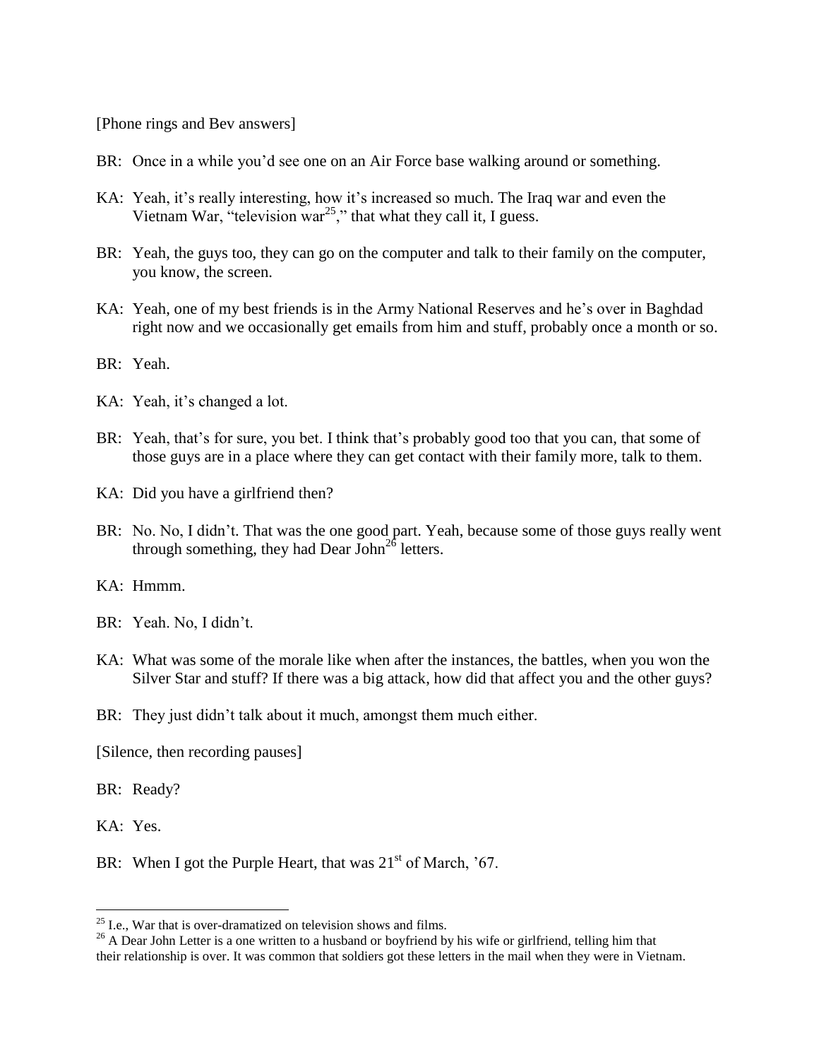[Phone rings and Bev answers]

BR: Once in a while you'd see one on an Air Force base walking around or something.

KA: Yeah, it's really interesting, how it's increased so much. The Iraq war and even the Vietnam War, "television war[25]," that what they call it, I guess.

BR: Yeah, the guys too, they can go on the computer and talk to their family on the computer, you know, the screen.

KA: Yeah, one of my best friends is in the Army National Reserves and he's over in Baghdad right now and we occasionally get emails from him and stuff, probably once a month or so.

BR: Yeah.

KA: Yeah, it's changed a lot.

BR: Yeah, that's for sure, you bet. I think that's probably good too that you can, that some of those guys are in a place where they can get contact with their family more, talk to them.

KA: Did you have a girlfriend then?

BR: No. No, I didn't. That was the one good part. Yeah, because some of those guys really went through something, they had Dear John[26] letters.

KA: Hmmm.

BR: Yeah. No, I didn't.

KA: What was some of the morale like when after the instances, the battles, when you won the Silver Star and stuff? If there was a big attack, how did that affect you and the other guys?

BR: They just didn't talk about it much, amongst them much either.

[Silence, then recording pauses]

BR: Ready?

KA: Yes.

BR: When I got the Purple Heart, that was 21st of March, '67.

---

[25] I.e., War that is over-dramatized on television shows and films.

[26] A Dear John Letter is a one written to a husband or boyfriend by his wife or girlfriend, telling him that their relationship is over. It was common that soldiers got these letters in the mail when they were in Vietnam.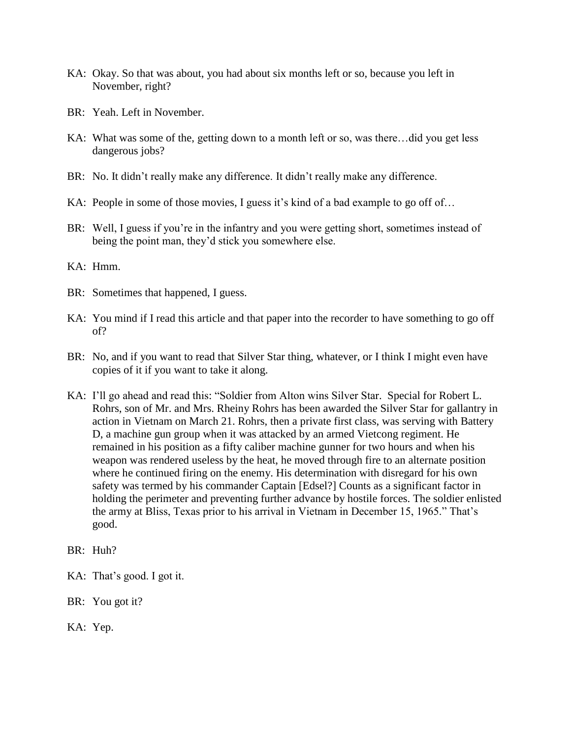KA: Okay. So that was about, you had about six months left or so, because you left in November, right?

BR: Yeah. Left in November.

KA: What was some of the, getting down to a month left or so, was there…did you get less dangerous jobs?

BR: No. It didn't really make any difference. It didn't really make any difference.

KA: People in some of those movies, I guess it's kind of a bad example to go off of…

BR: Well, I guess if you're in the infantry and you were getting short, sometimes instead of being the point man, they'd stick you somewhere else.

KA: Hmm.

BR: Sometimes that happened, I guess.

KA: You mind if I read this article and that paper into the recorder to have something to go off of?

BR: No, and if you want to read that Silver Star thing, whatever, or I think I might even have copies of it if you want to take it along.

KA: I'll go ahead and read this: "Soldier from Alton wins Silver Star. Special for Robert L. Rohrs, son of Mr. and Mrs. Rheiny Rohrs has been awarded the Silver Star for gallantry in action in Vietnam on March 21. Rohrs, then a private first class, was serving with Battery D, a machine gun group when it was attacked by an armed Vietcong regiment. He remained in his position as a fifty caliber machine gunner for two hours and when his weapon was rendered useless by the heat, he moved through fire to an alternate position where he continued firing on the enemy. His determination with disregard for his own safety was termed by his commander Captain [Edsel?] Counts as a significant factor in holding the perimeter and preventing further advance by hostile forces. The soldier enlisted the army at Bliss, Texas prior to his arrival in Vietnam in December 15, 1965." That's good.

BR: Huh?

KA: That's good. I got it.

BR: You got it?

KA: Yep.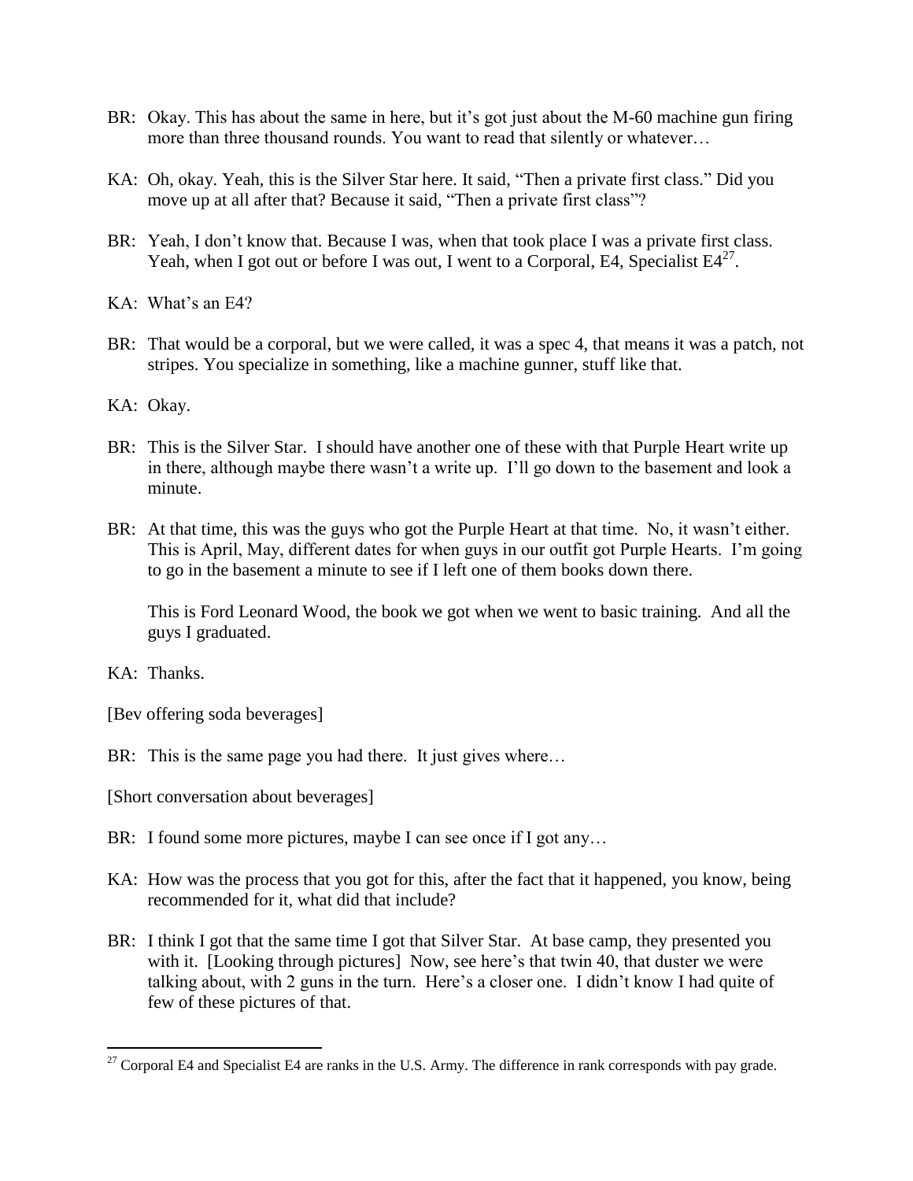BR: Okay. This has about the same in here, but it's got just about the M-60 machine gun firing more than three thousand rounds. You want to read that silently or whatever…

KA: Oh, okay. Yeah, this is the Silver Star here. It said, "Then a private first class." Did you move up at all after that? Because it said, "Then a private first class"?

BR: Yeah, I don't know that. Because I was, when that took place I was a private first class. Yeah, when I got out or before I was out, I went to a Corporal, E4, Specialist E4[27].

KA: What's an E4?

BR: That would be a corporal, but we were called, it was a spec 4, that means it was a patch, not stripes. You specialize in something, like a machine gunner, stuff like that.

KA: Okay.

BR: This is the Silver Star. I should have another one of these with that Purple Heart write up in there, although maybe there wasn't a write up. I'll go down to the basement and look a minute.

BR: At that time, this was the guys who got the Purple Heart at that time. No, it wasn't either. This is April, May, different dates for when guys in our outfit got Purple Hearts. I'm going to go in the basement a minute to see if I left one of them books down there.

This is Ford Leonard Wood, the book we got when we went to basic training. And all the guys I graduated.

KA: Thanks.

[Bev offering soda beverages]

BR: This is the same page you had there. It just gives where…

[Short conversation about beverages]

BR: I found some more pictures, maybe I can see once if I got any…

KA: How was the process that you got for this, after the fact that it happened, you know, being recommended for it, what did that include?

BR: I think I got that the same time I got that Silver Star. At base camp, they presented you with it. [Looking through pictures] Now, see here's that twin 40, that duster we were talking about, with 2 guns in the turn. Here's a closer one. I didn't know I had quite of few of these pictures of that.

---

[27] Corporal E4 and Specialist E4 are ranks in the U.S. Army. The difference in rank corresponds with pay grade.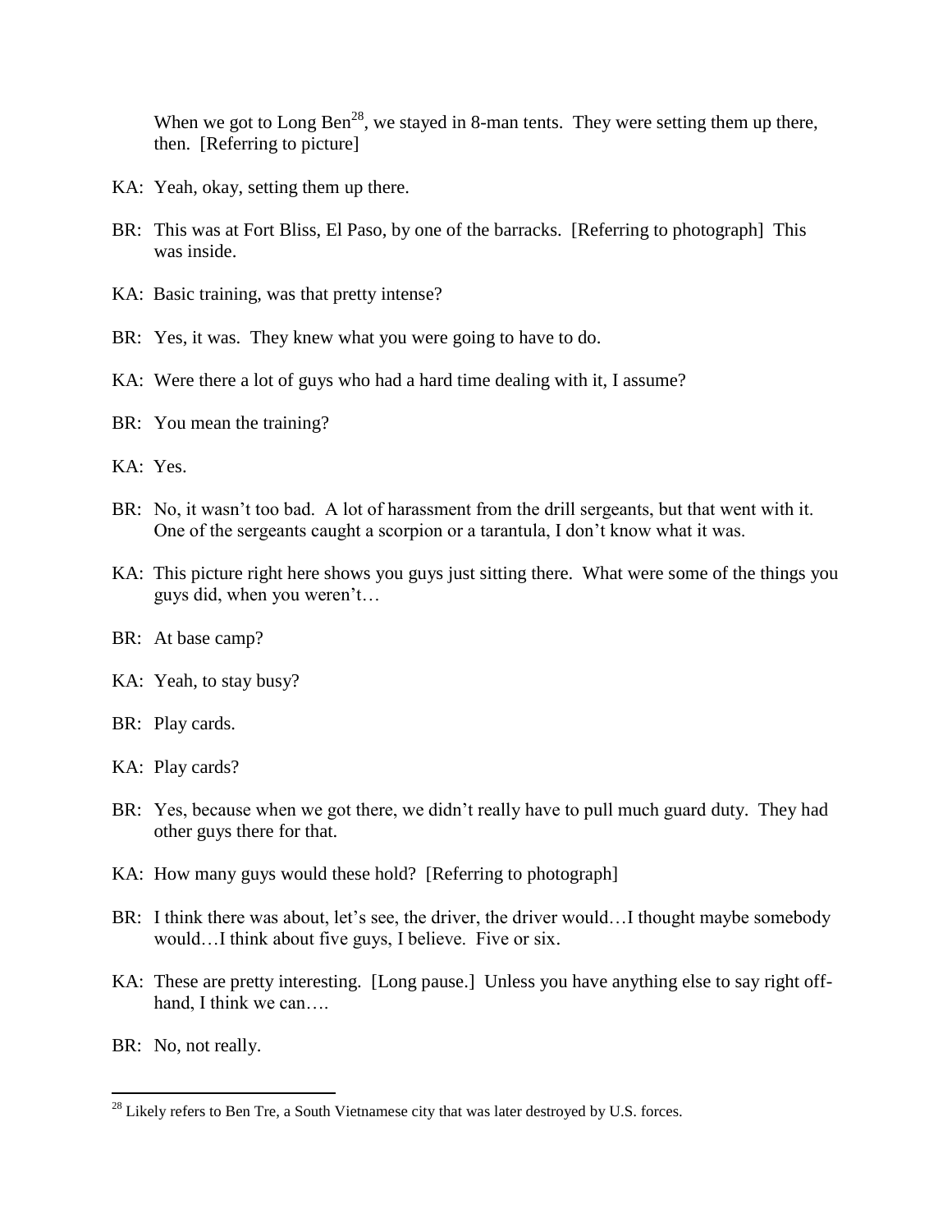When we got to Long Ben[28], we stayed in 8-man tents. They were setting them up there, then. [Referring to picture]

KA: Yeah, okay, setting them up there.

BR: This was at Fort Bliss, El Paso, by one of the barracks. [Referring to photograph] This was inside.

KA: Basic training, was that pretty intense?

BR: Yes, it was. They knew what you were going to have to do.

KA: Were there a lot of guys who had a hard time dealing with it, I assume?

BR: You mean the training?

KA: Yes.

BR: No, it wasn't too bad. A lot of harassment from the drill sergeants, but that went with it. One of the sergeants caught a scorpion or a tarantula, I don't know what it was.

KA: This picture right here shows you guys just sitting there. What were some of the things you guys did, when you weren't…

BR: At base camp?

KA: Yeah, to stay busy?

BR: Play cards.

KA: Play cards?

BR: Yes, because when we got there, we didn't really have to pull much guard duty. They had other guys there for that.

KA: How many guys would these hold? [Referring to photograph]

BR: I think there was about, let's see, the driver, the driver would…I thought maybe somebody would…I think about five guys, I believe. Five or six.

KA: These are pretty interesting. [Long pause.] Unless you have anything else to say right off-hand, I think we can….

BR: No, not really.

---

[28] Likely refers to Ben Tre, a South Vietnamese city that was later destroyed by U.S. forces.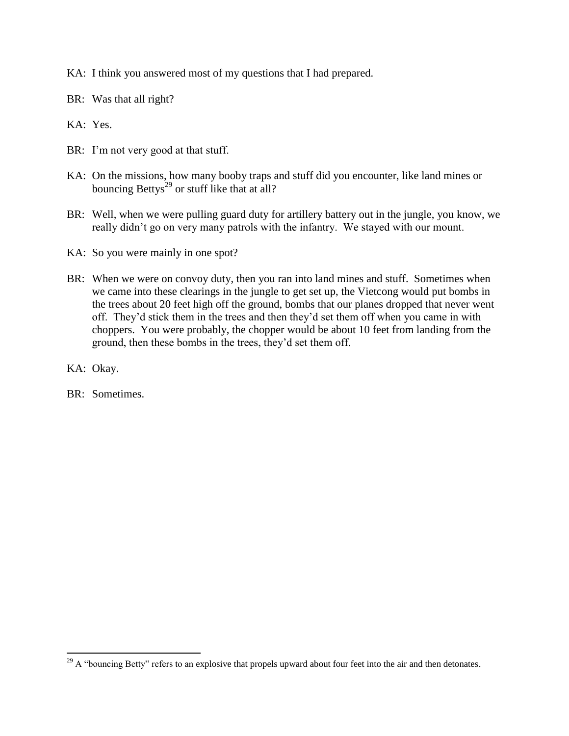KA: I think you answered most of my questions that I had prepared.

BR: Was that all right?

KA: Yes.

BR: I'm not very good at that stuff.

KA: On the missions, how many booby traps and stuff did you encounter, like land mines or bouncing Bettys[29] or stuff like that at all?

BR: Well, when we were pulling guard duty for artillery battery out in the jungle, you know, we really didn't go on very many patrols with the infantry. We stayed with our mount.

KA: So you were mainly in one spot?

BR: When we were on convoy duty, then you ran into land mines and stuff. Sometimes when we came into these clearings in the jungle to get set up, the Vietcong would put bombs in the trees about 20 feet high off the ground, bombs that our planes dropped that never went off. They'd stick them in the trees and then they'd set them off when you came in with choppers. You were probably, the chopper would be about 10 feet from landing from the ground, then these bombs in the trees, they'd set them off.

KA: Okay.

BR: Sometimes.

---

[29] A "bouncing Betty" refers to an explosive that propels upward about four feet into the air and then detonates.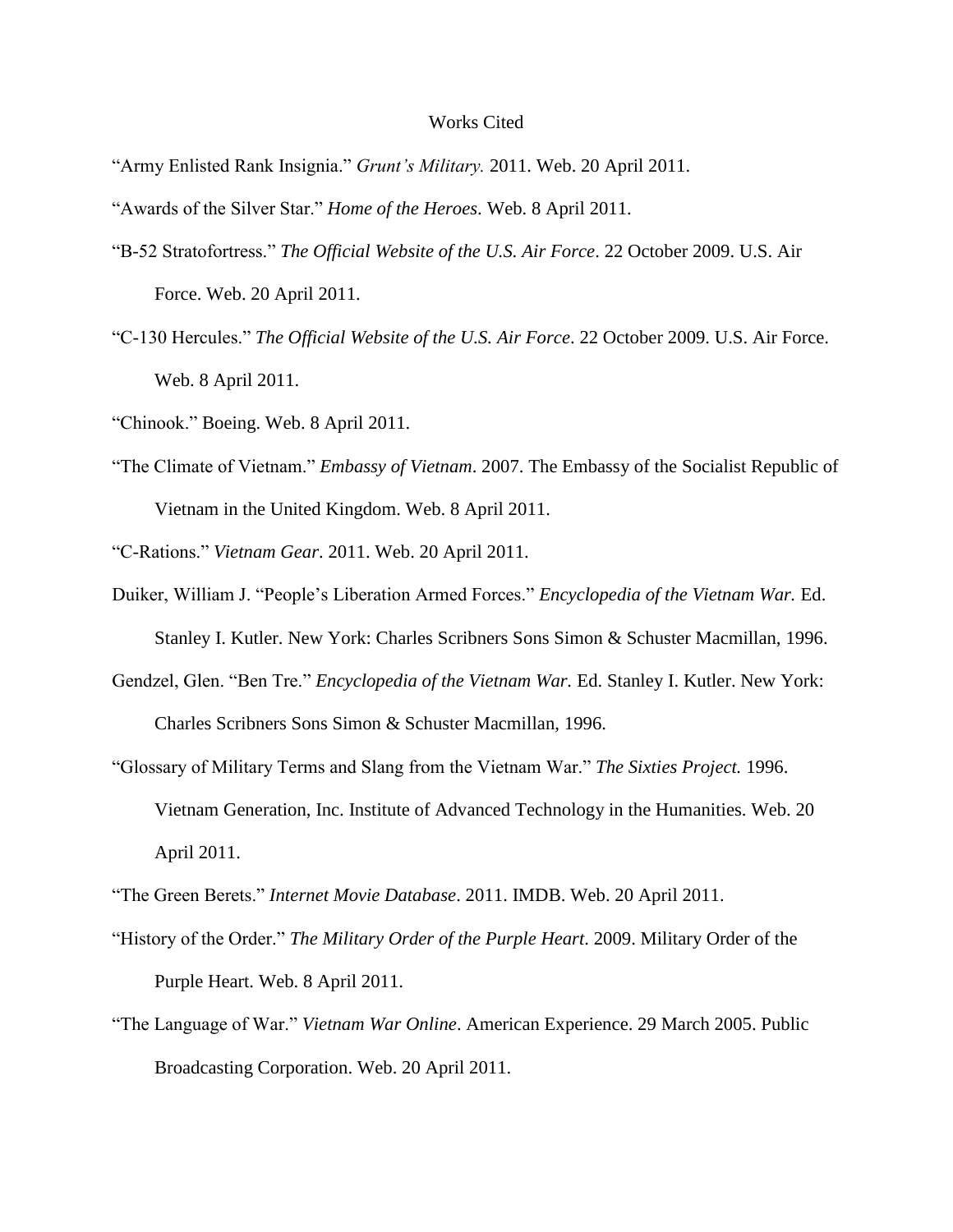# Works Cited

"Army Enlisted Rank Insignia." *Grunt's Military.* 2011. Web. 20 April 2011.

"Awards of the Silver Star." *Home of the Heroes*. Web. 8 April 2011.

"B-52 Stratofortress." *The Official Website of the U.S. Air Force*. 22 October 2009. U.S. Air Force. Web. 20 April 2011.

"C-130 Hercules." *The Official Website of the U.S. Air Force*. 22 October 2009. U.S. Air Force. Web. 8 April 2011.

"Chinook." Boeing. Web. 8 April 2011.

"The Climate of Vietnam." *Embassy of Vietnam*. 2007. The Embassy of the Socialist Republic of Vietnam in the United Kingdom. Web. 8 April 2011.

"C-Rations." *Vietnam Gear*. 2011. Web. 20 April 2011.

Duiker, William J. "People's Liberation Armed Forces." *Encyclopedia of the Vietnam War.* Ed. Stanley I. Kutler. New York: Charles Scribners Sons Simon & Schuster Macmillan, 1996.

Gendzel, Glen. "Ben Tre." *Encyclopedia of the Vietnam War.* Ed. Stanley I. Kutler. New York: Charles Scribners Sons Simon & Schuster Macmillan, 1996.

"Glossary of Military Terms and Slang from the Vietnam War." *The Sixties Project.* 1996. Vietnam Generation, Inc. Institute of Advanced Technology in the Humanities. Web. 20 April 2011.

"The Green Berets." *Internet Movie Database*. 2011. IMDB. Web. 20 April 2011.

"History of the Order." *The Military Order of the Purple Heart*. 2009. Military Order of the Purple Heart. Web. 8 April 2011.

"The Language of War." *Vietnam War Online*. American Experience. 29 March 2005. Public Broadcasting Corporation. Web. 20 April 2011.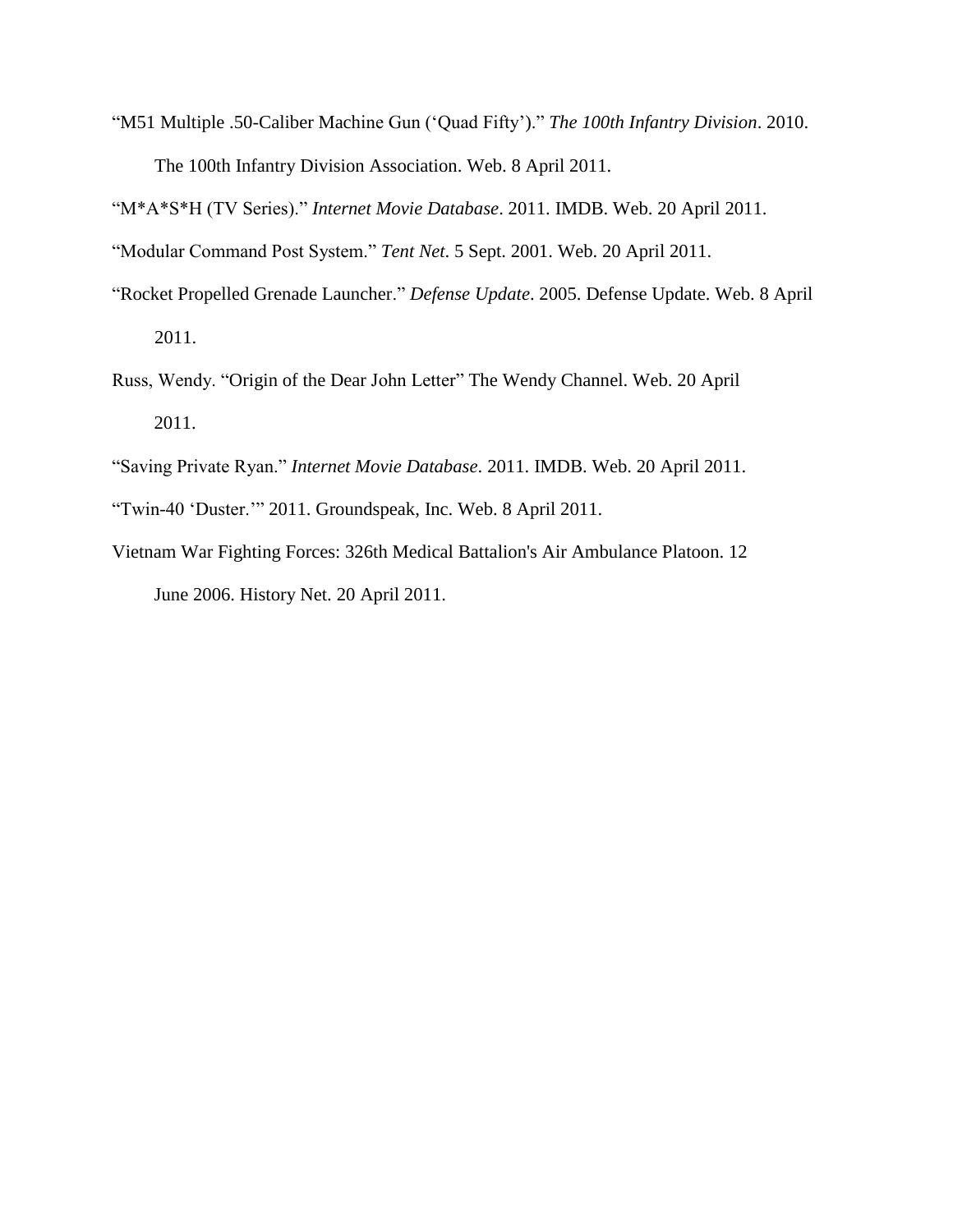"M51 Multiple .50-Caliber Machine Gun ('Quad Fifty')." *The 100th Infantry Division*. 2010. The 100th Infantry Division Association. Web. 8 April 2011.

"M*A*S*H (TV Series)." *Internet Movie Database*. 2011. IMDB. Web. 20 April 2011.

"Modular Command Post System." *Tent Net*. 5 Sept. 2001. Web. 20 April 2011.

"Rocket Propelled Grenade Launcher." *Defense Update*. 2005. Defense Update. Web. 8 April 2011.

Russ, Wendy. "Origin of the Dear John Letter" The Wendy Channel. Web. 20 April 2011.

"Saving Private Ryan." *Internet Movie Database*. 2011. IMDB. Web. 20 April 2011.

"Twin-40 'Duster.'" 2011. Groundspeak, Inc. Web. 8 April 2011.

Vietnam War Fighting Forces: 326th Medical Battalion's Air Ambulance Platoon. 12 June 2006. History Net. 20 April 2011.